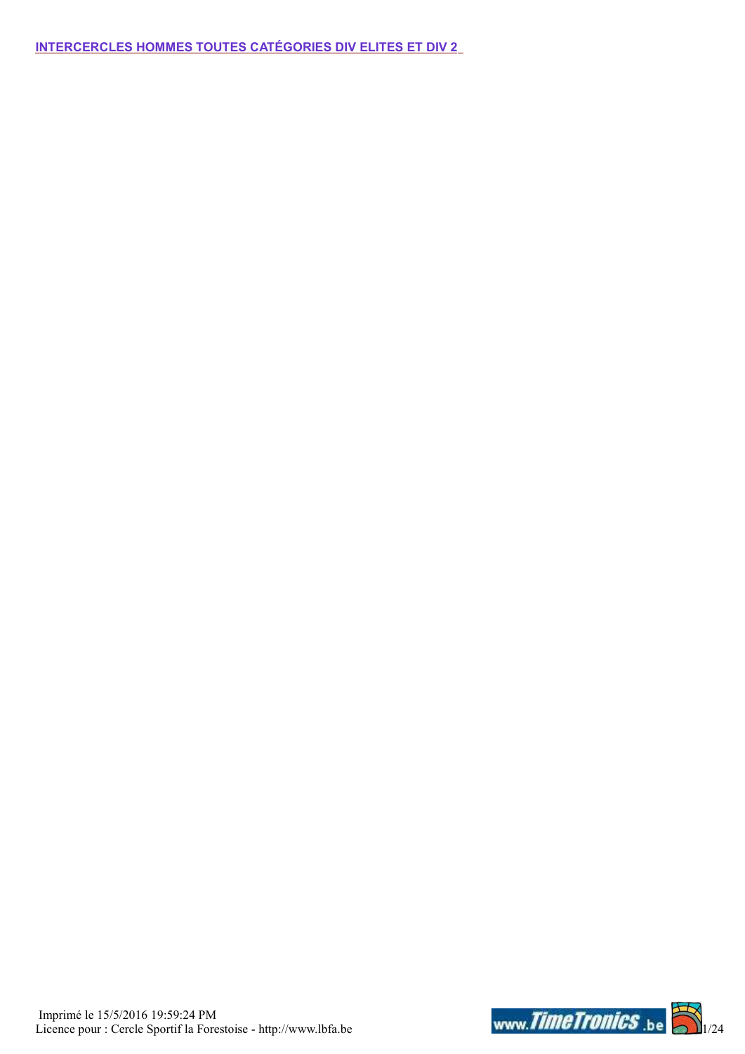**INTERCERCLES HOMMES TOUTES CATÉGORIES DIV ELITES ET DIV 2**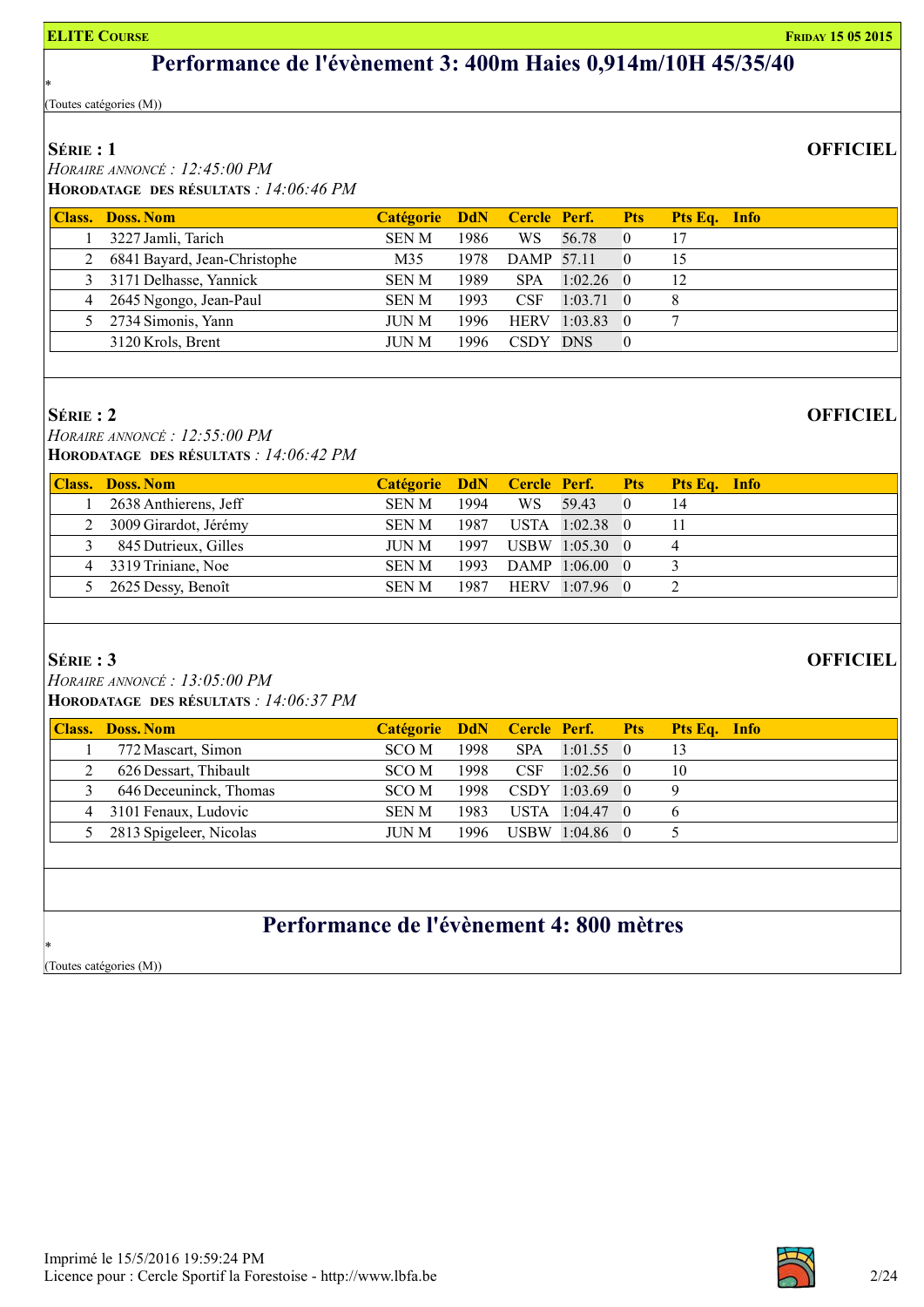# Performance de l'évènement 3: 400m Haies 0,914m/10H 45/35/40

*

(Toutes catégories (M))

**SÉRIE : 1** **OFFICIEL**

*HORAIRE ANNONCÉ : 12:45:00 PM*

**HORODATAGE DES RÉSULTATS** *: 14:06:46 PM*

| Class. | Doss. | Nom | Catégorie | DdN | Cercle | Perf. | Pts | Pts Eq. | Info |
|---|---|---|---|---|---|---|---|---|---|
| 1 | 3227 | Jamli, Tarich | SEN M | 1986 | WS | 56.78 | 0 | 17 | |
| 2 | 6841 | Bayard, Jean-Christophe | M35 | 1978 | DAMP | 57.11 | 0 | 15 | |
| 3 | 3171 | Delhasse, Yannick | SEN M | 1989 | SPA | 1:02.26 | 0 | 12 | |
| 4 | 2645 | Ngongo, Jean-Paul | SEN M | 1993 | CSF | 1:03.71 | 0 | 8 | |
| 5 | 2734 | Simonis, Yann | JUN M | 1996 | HERV | 1:03.83 | 0 | 7 | |
| | 3120 | Krols, Brent | JUN M | 1996 | CSDY | DNS | 0 | | |

**SÉRIE : 2** **OFFICIEL**

*HORAIRE ANNONCÉ : 12:55:00 PM*

**HORODATAGE DES RÉSULTATS** *: 14:06:42 PM*

| Class. | Doss. | Nom | Catégorie | DdN | Cercle | Perf. | Pts | Pts Eq. | Info |
|---|---|---|---|---|---|---|---|---|---|
| 1 | 2638 | Anthierens, Jeff | SEN M | 1994 | WS | 59.43 | 0 | 14 | |
| 2 | 3009 | Girardot, Jérémy | SEN M | 1987 | USTA | 1:02.38 | 0 | 11 | |
| 3 | 845 | Dutrieux, Gilles | JUN M | 1997 | USBW | 1:05.30 | 0 | 4 | |
| 4 | 3319 | Triniane, Noe | SEN M | 1993 | DAMP | 1:06.00 | 0 | 3 | |
| 5 | 2625 | Dessy, Benoît | SEN M | 1987 | HERV | 1:07.96 | 0 | 2 | |

**SÉRIE : 3** **OFFICIEL**

*HORAIRE ANNONCÉ : 13:05:00 PM*

**HORODATAGE DES RÉSULTATS** *: 14:06:37 PM*

| Class. | Doss. | Nom | Catégorie | DdN | Cercle | Perf. | Pts | Pts Eq. | Info |
|---|---|---|---|---|---|---|---|---|---|
| 1 | 772 | Mascart, Simon | SCO M | 1998 | SPA | 1:01.55 | 0 | 13 | |
| 2 | 626 | Dessart, Thibault | SCO M | 1998 | CSF | 1:02.56 | 0 | 10 | |
| 3 | 646 | Deceuninck, Thomas | SCO M | 1998 | CSDY | 1:03.69 | 0 | 9 | |
| 4 | 3101 | Fenaux, Ludovic | SEN M | 1983 | USTA | 1:04.47 | 0 | 6 | |
| 5 | 2813 | Spigeleer, Nicolas | JUN M | 1996 | USBW | 1:04.86 | 0 | 5 | |

# Performance de l'évènement 4: 800 mètres

*

(Toutes catégories (M))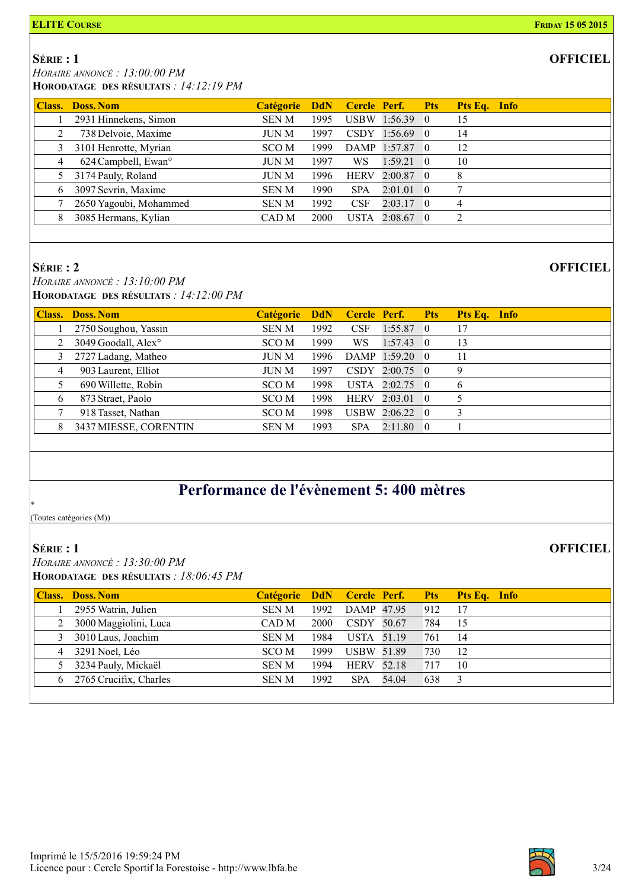**ELITE COURSE** **FRIDAY 15 05 2015**

### SÉRIE : 1

**OFFICIEL**

*HORAIRE ANNONCÉ : 13:00:00 PM*
**HORODATAGE DES RÉSULTATS** *: 14:12:19 PM*

| Class. | Doss. | Nom | Catégorie | DdN | Cercle | Perf. | Pts | Pts Eq. | Info |
|---|---|---|---|---|---|---|---|---|---|
| 1 | 2931 | Hinnekens, Simon | SEN M | 1995 | USBW | 1:56.39 | 0 | 15 | |
| 2 | 738 | Delvoie, Maxime | JUN M | 1997 | CSDY | 1:56.69 | 0 | 14 | |
| 3 | 3101 | Henrotte, Myrian | SCO M | 1999 | DAMP | 1:57.87 | 0 | 12 | |
| 4 | 624 | Campbell, Ewan° | JUN M | 1997 | WS | 1:59.21 | 0 | 10 | |
| 5 | 3174 | Pauly, Roland | JUN M | 1996 | HERV | 2:00.87 | 0 | 8 | |
| 6 | 3097 | Sevrin, Maxime | SEN M | 1990 | SPA | 2:01.01 | 0 | 7 | |
| 7 | 2650 | Yagoubi, Mohammed | SEN M | 1992 | CSF | 2:03.17 | 0 | 4 | |
| 8 | 3085 | Hermans, Kylian | CAD M | 2000 | USTA | 2:08.67 | 0 | 2 | |

### SÉRIE : 2

**OFFICIEL**

*HORAIRE ANNONCÉ : 13:10:00 PM*
**HORODATAGE DES RÉSULTATS** *: 14:12:00 PM*

| Class. | Doss. | Nom | Catégorie | DdN | Cercle | Perf. | Pts | Pts Eq. | Info |
|---|---|---|---|---|---|---|---|---|---|
| 1 | 2750 | Soughou, Yassin | SEN M | 1992 | CSF | 1:55.87 | 0 | 17 | |
| 2 | 3049 | Goodall, Alex° | SCO M | 1999 | WS | 1:57.43 | 0 | 13 | |
| 3 | 2727 | Ladang, Matheo | JUN M | 1996 | DAMP | 1:59.20 | 0 | 11 | |
| 4 | 903 | Laurent, Elliot | JUN M | 1997 | CSDY | 2:00.75 | 0 | 9 | |
| 5 | 690 | Willette, Robin | SCO M | 1998 | USTA | 2:02.75 | 0 | 6 | |
| 6 | 873 | Straet, Paolo | SCO M | 1998 | HERV | 2:03.01 | 0 | 5 | |
| 7 | 918 | Tasset, Nathan | SCO M | 1998 | USBW | 2:06.22 | 0 | 3 | |
| 8 | 3437 | MIESSE, CORENTIN | SEN M | 1993 | SPA | 2:11.80 | 0 | 1 | |

## Performance de l'évènement 5: 400 mètres

*
(Toutes catégories (M))

### SÉRIE : 1

**OFFICIEL**

*HORAIRE ANNONCÉ : 13:30:00 PM*
**HORODATAGE DES RÉSULTATS** *: 18:06:45 PM*

| Class. | Doss. | Nom | Catégorie | DdN | Cercle | Perf. | Pts | Pts Eq. | Info |
|---|---|---|---|---|---|---|---|---|---|
| 1 | 2955 | Watrin, Julien | SEN M | 1992 | DAMP | 47.95 | 912 | 17 | |
| 2 | 3000 | Maggiolini, Luca | CAD M | 2000 | CSDY | 50.67 | 784 | 15 | |
| 3 | 3010 | Laus, Joachim | SEN M | 1984 | USTA | 51.19 | 761 | 14 | |
| 4 | 3291 | Noel, Léo | SCO M | 1999 | USBW | 51.89 | 730 | 12 | |
| 5 | 3234 | Pauly, Mickaël | SEN M | 1994 | HERV | 52.18 | 717 | 10 | |
| 6 | 2765 | Crucifix, Charles | SEN M | 1992 | SPA | 54.04 | 638 | 3 | |

Imprimé le 15/5/2016 19:59:24 PM
Licence pour : Cercle Sportif la Forestoise - http://www.lbfa.be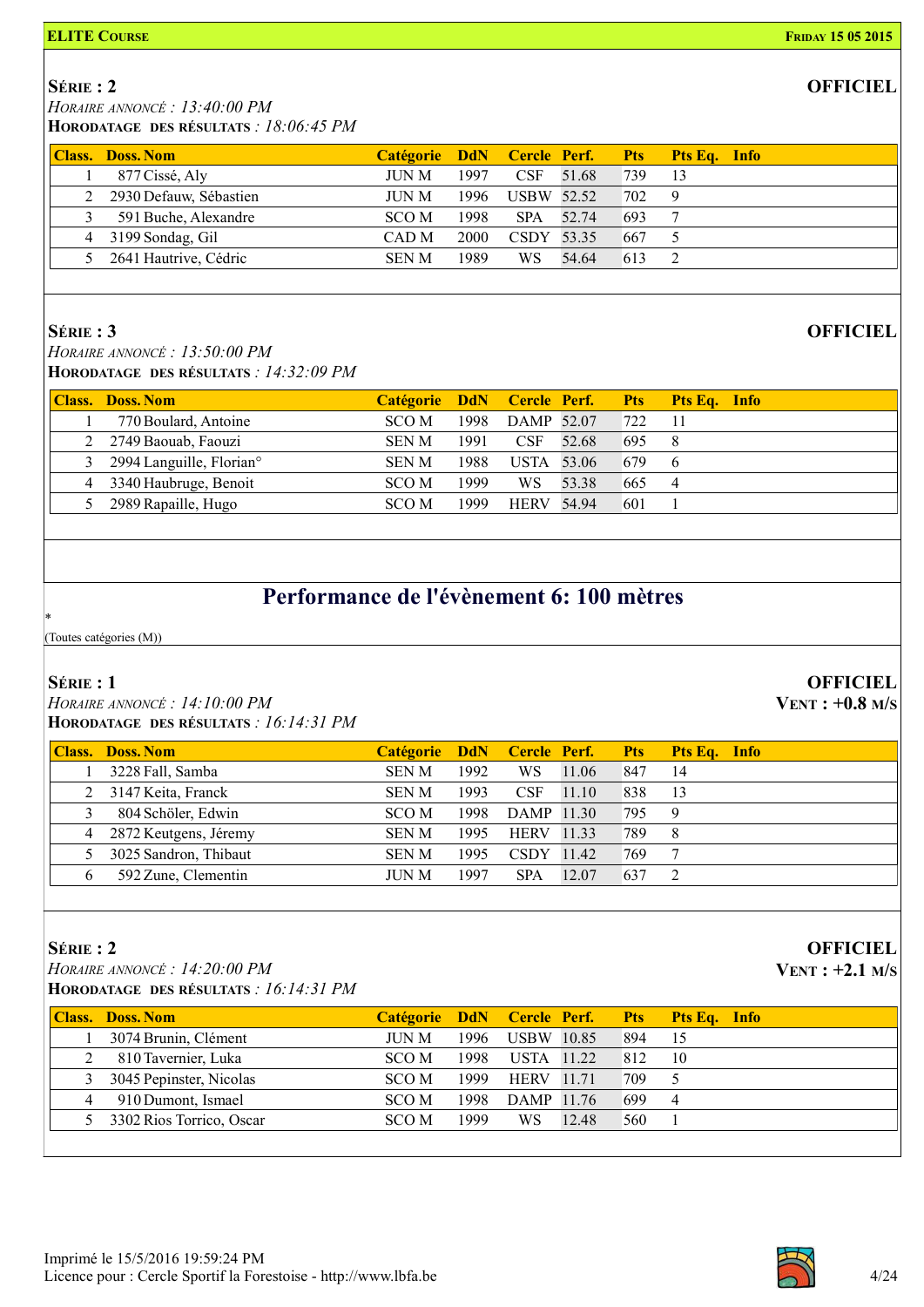**ELITE COURSE** **FRIDAY 15 05 2015**

**SÉRIE : 2** **OFFICIEL**

*HORAIRE ANNONCÉ : 13:40:00 PM*

**HORODATAGE DES RÉSULTATS** : *18:06:45 PM*

| Class. | Doss. Nom | Catégorie | DdN | Cercle | Perf. | Pts | Pts Eq. | Info |
|---|---|---|---|---|---|---|---|---|
| 1 | 877 Cissé, Aly | JUN M | 1997 | CSF | 51.68 | 739 | 13 | |
| 2 | 2930 Defauw, Sébastien | JUN M | 1996 | USBW | 52.52 | 702 | 9 | |
| 3 | 591 Buche, Alexandre | SCO M | 1998 | SPA | 52.74 | 693 | 7 | |
| 4 | 3199 Sondag, Gil | CAD M | 2000 | CSDY | 53.35 | 667 | 5 | |
| 5 | 2641 Hautrive, Cédric | SEN M | 1989 | WS | 54.64 | 613 | 2 | |

**SÉRIE : 3** **OFFICIEL**

*HORAIRE ANNONCÉ : 13:50:00 PM*

**HORODATAGE DES RÉSULTATS** : *14:32:09 PM*

| Class. | Doss. Nom | Catégorie | DdN | Cercle | Perf. | Pts | Pts Eq. | Info |
|---|---|---|---|---|---|---|---|---|
| 1 | 770 Boulard, Antoine | SCO M | 1998 | DAMP | 52.07 | 722 | 11 | |
| 2 | 2749 Baouab, Faouzi | SEN M | 1991 | CSF | 52.68 | 695 | 8 | |
| 3 | 2994 Languille, Florian° | SEN M | 1988 | USTA | 53.06 | 679 | 6 | |
| 4 | 3340 Haubruge, Benoit | SCO M | 1999 | WS | 53.38 | 665 | 4 | |
| 5 | 2989 Rapaille, Hugo | SCO M | 1999 | HERV | 54.94 | 601 | 1 | |

## Performance de l'évènement 6: 100 mètres

*

(Toutes catégories (M))

**SÉRIE : 1** **OFFICIEL**

**VENT : +0.8 M/S**

*HORAIRE ANNONCÉ : 14:10:00 PM*

**HORODATAGE DES RÉSULTATS** : *16:14:31 PM*

| Class. | Doss. Nom | Catégorie | DdN | Cercle | Perf. | Pts | Pts Eq. | Info |
|---|---|---|---|---|---|---|---|---|
| 1 | 3228 Fall, Samba | SEN M | 1992 | WS | 11.06 | 847 | 14 | |
| 2 | 3147 Keita, Franck | SEN M | 1993 | CSF | 11.10 | 838 | 13 | |
| 3 | 804 Schöler, Edwin | SCO M | 1998 | DAMP | 11.30 | 795 | 9 | |
| 4 | 2872 Keutgens, Jéremy | SEN M | 1995 | HERV | 11.33 | 789 | 8 | |
| 5 | 3025 Sandron, Thibaut | SEN M | 1995 | CSDY | 11.42 | 769 | 7 | |
| 6 | 592 Zune, Clementin | JUN M | 1997 | SPA | 12.07 | 637 | 2 | |

**SÉRIE : 2** **OFFICIEL**

**VENT : +2.1 M/S**

*HORAIRE ANNONCÉ : 14:20:00 PM*

**HORODATAGE DES RÉSULTATS** : *16:14:31 PM*

| Class. | Doss. Nom | Catégorie | DdN | Cercle | Perf. | Pts | Pts Eq. | Info |
|---|---|---|---|---|---|---|---|---|
| 1 | 3074 Brunin, Clément | JUN M | 1996 | USBW | 10.85 | 894 | 15 | |
| 2 | 810 Tavernier, Luka | SCO M | 1998 | USTA | 11.22 | 812 | 10 | |
| 3 | 3045 Pepinster, Nicolas | SCO M | 1999 | HERV | 11.71 | 709 | 5 | |
| 4 | 910 Dumont, Ismael | SCO M | 1998 | DAMP | 11.76 | 699 | 4 | |
| 5 | 3302 Rios Torrico, Oscar | SCO M | 1999 | WS | 12.48 | 560 | 1 | |

Imprimé le 15/5/2016 19:59:24 PM
Licence pour : Cercle Sportif la Forestoise - http://www.lbfa.be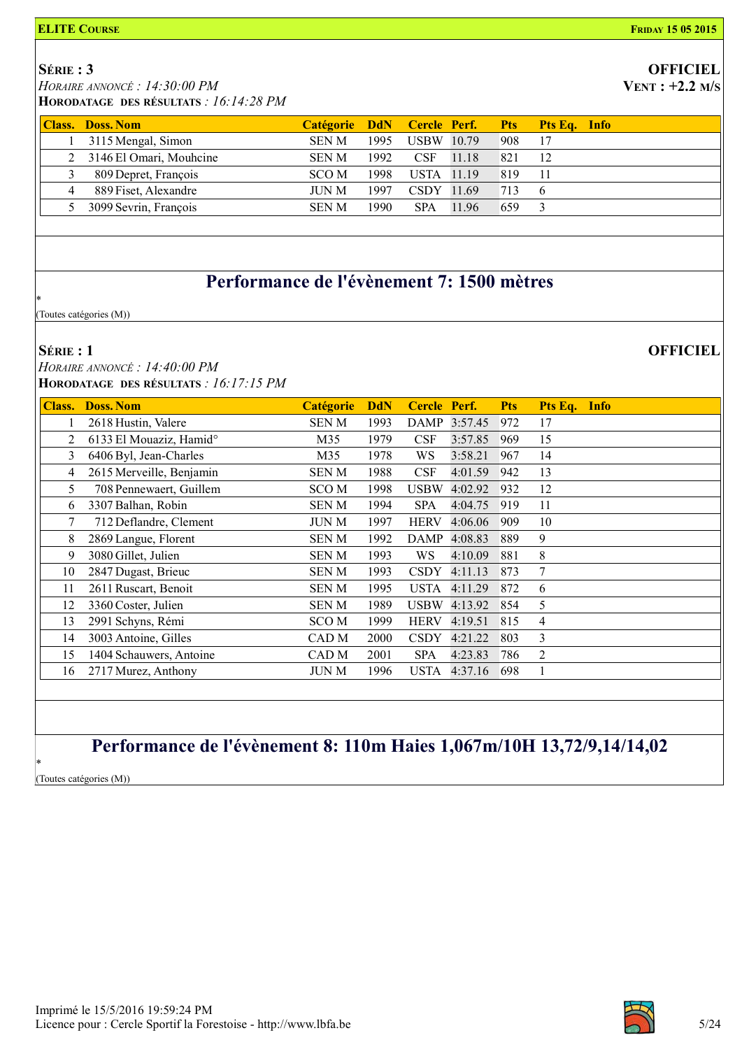**SÉRIE : 3**

**OFFICIEL**

**VENT : +2.2 M/S**

*HORAIRE ANNONCÉ : 14:30:00 PM*

**HORODATAGE DES RÉSULTATS** *: 16:14:28 PM*

| Class. | Doss. Nom | Catégorie | DdN | Cercle | Perf. | Pts | Pts Eq. | Info |
|---|---|---|---|---|---|---|---|---|
| 1 | 3115 Mengal, Simon | SEN M | 1995 | USBW | 10.79 | 908 | 17 | |
| 2 | 3146 El Omari, Mouhcine | SEN M | 1992 | CSF | 11.18 | 821 | 12 | |
| 3 | 809 Depret, François | SCO M | 1998 | USTA | 11.19 | 819 | 11 | |
| 4 | 889 Fiset, Alexandre | JUN M | 1997 | CSDY | 11.69 | 713 | 6 | |
| 5 | 3099 Sevrin, François | SEN M | 1990 | SPA | 11.96 | 659 | 3 | |

## Performance de l'évènement 7: 1500 mètres

*

(Toutes catégories (M))

**SÉRIE : 1**

**OFFICIEL**

*HORAIRE ANNONCÉ : 14:40:00 PM*

**HORODATAGE DES RÉSULTATS** *: 16:17:15 PM*

| Class. | Doss. Nom | Catégorie | DdN | Cercle | Perf. | Pts | Pts Eq. | Info |
|---|---|---|---|---|---|---|---|---|
| 1 | 2618 Hustin, Valere | SEN M | 1993 | DAMP | 3:57.45 | 972 | 17 | |
| 2 | 6133 El Mouaziz, Hamid° | M35 | 1979 | CSF | 3:57.85 | 969 | 15 | |
| 3 | 6406 Byl, Jean-Charles | M35 | 1978 | WS | 3:58.21 | 967 | 14 | |
| 4 | 2615 Merveille, Benjamin | SEN M | 1988 | CSF | 4:01.59 | 942 | 13 | |
| 5 | 708 Pennewaert, Guillem | SCO M | 1998 | USBW | 4:02.92 | 932 | 12 | |
| 6 | 3307 Balhan, Robin | SEN M | 1994 | SPA | 4:04.75 | 919 | 11 | |
| 7 | 712 Deflandre, Clement | JUN M | 1997 | HERV | 4:06.06 | 909 | 10 | |
| 8 | 2869 Langue, Florent | SEN M | 1992 | DAMP | 4:08.83 | 889 | 9 | |
| 9 | 3080 Gillet, Julien | SEN M | 1993 | WS | 4:10.09 | 881 | 8 | |
| 10 | 2847 Dugast, Brieuc | SEN M | 1993 | CSDY | 4:11.13 | 873 | 7 | |
| 11 | 2611 Ruscart, Benoit | SEN M | 1995 | USTA | 4:11.29 | 872 | 6 | |
| 12 | 3360 Coster, Julien | SEN M | 1989 | USBW | 4:13.92 | 854 | 5 | |
| 13 | 2991 Schyns, Rémi | SCO M | 1999 | HERV | 4:19.51 | 815 | 4 | |
| 14 | 3003 Antoine, Gilles | CAD M | 2000 | CSDY | 4:21.22 | 803 | 3 | |
| 15 | 1404 Schauwers, Antoine | CAD M | 2001 | SPA | 4:23.83 | 786 | 2 | |
| 16 | 2717 Murez, Anthony | JUN M | 1996 | USTA | 4:37.16 | 698 | 1 | |

## Performance de l'évènement 8: 110m Haies 1,067m/10H 13,72/9,14/14,02

*

(Toutes catégories (M))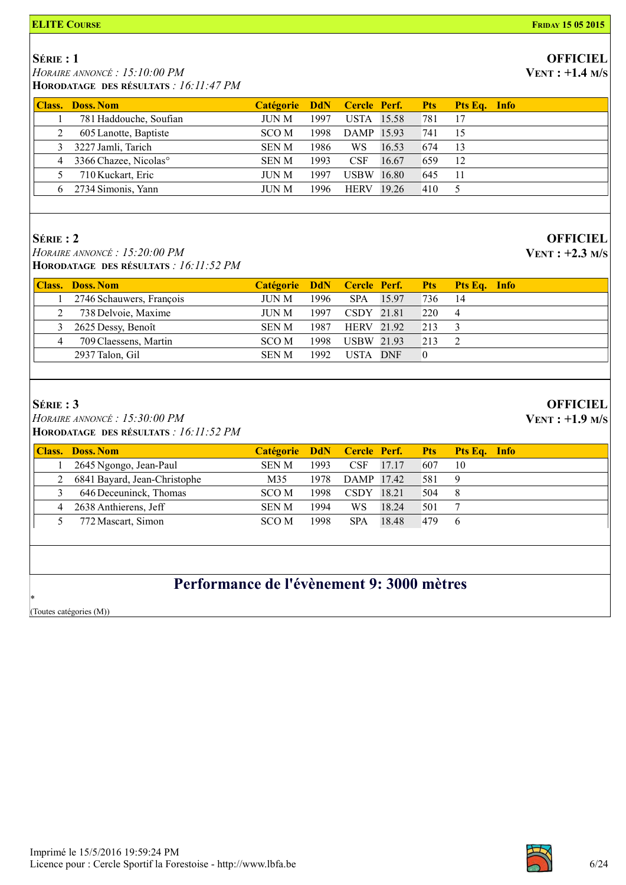**ELITE COURSE** — **FRIDAY 15 05 2015**

## SÉRIE : 1

*HORAIRE ANNONCÉ : 15:10:00 PM*
**HORODATAGE DES RÉSULTATS** *: 16:11:47 PM*

**OFFICIEL**
**VENT : +1.4 M/S**

| Class. | Doss. | Nom | Catégorie | DdN | Cercle | Perf. | Pts | Pts Eq. | Info |
|---|---|---|---|---|---|---|---|---|---|
| 1 | 781 | Haddouche, Soufian | JUN M | 1997 | USTA | 15.58 | 781 | 17 | |
| 2 | 605 | Lanotte, Baptiste | SCO M | 1998 | DAMP | 15.93 | 741 | 15 | |
| 3 | 3227 | Jamli, Tarich | SEN M | 1986 | WS | 16.53 | 674 | 13 | |
| 4 | 3366 | Chazee, Nicolas° | SEN M | 1993 | CSF | 16.67 | 659 | 12 | |
| 5 | 710 | Kuckart, Eric | JUN M | 1997 | USBW | 16.80 | 645 | 11 | |
| 6 | 2734 | Simonis, Yann | JUN M | 1996 | HERV | 19.26 | 410 | 5 | |

## SÉRIE : 2

*HORAIRE ANNONCÉ : 15:20:00 PM*
**HORODATAGE DES RÉSULTATS** *: 16:11:52 PM*

**OFFICIEL**
**VENT : +2.3 M/S**

| Class. | Doss. | Nom | Catégorie | DdN | Cercle | Perf. | Pts | Pts Eq. | Info |
|---|---|---|---|---|---|---|---|---|---|
| 1 | 2746 | Schauwers, François | JUN M | 1996 | SPA | 15.97 | 736 | 14 | |
| 2 | 738 | Delvoie, Maxime | JUN M | 1997 | CSDY | 21.81 | 220 | 4 | |
| 3 | 2625 | Dessy, Benoît | SEN M | 1987 | HERV | 21.92 | 213 | 3 | |
| 4 | 709 | Claessens, Martin | SCO M | 1998 | USBW | 21.93 | 213 | 2 | |
| | 2937 | Talon, Gil | SEN M | 1992 | USTA | DNF | 0 | | |

## SÉRIE : 3

*HORAIRE ANNONCÉ : 15:30:00 PM*
**HORODATAGE DES RÉSULTATS** *: 16:11:52 PM*

**OFFICIEL**
**VENT : +1.9 M/S**

| Class. | Doss. | Nom | Catégorie | DdN | Cercle | Perf. | Pts | Pts Eq. | Info |
|---|---|---|---|---|---|---|---|---|---|
| 1 | 2645 | Ngongo, Jean-Paul | SEN M | 1993 | CSF | 17.17 | 607 | 10 | |
| 2 | 6841 | Bayard, Jean-Christophe | M35 | 1978 | DAMP | 17.42 | 581 | 9 | |
| 3 | 646 | Deceuninck, Thomas | SCO M | 1998 | CSDY | 18.21 | 504 | 8 | |
| 4 | 2638 | Anthierens, Jeff | SEN M | 1994 | WS | 18.24 | 501 | 7 | |
| 5 | 772 | Mascart, Simon | SCO M | 1998 | SPA | 18.48 | 479 | 6 | |

# Performance de l'évènement 9: 3000 mètres

*

(Toutes catégories (M))

Imprimé le 15/5/2016 19:59:24 PM
Licence pour : Cercle Sportif la Forestoise - http://www.lbfa.be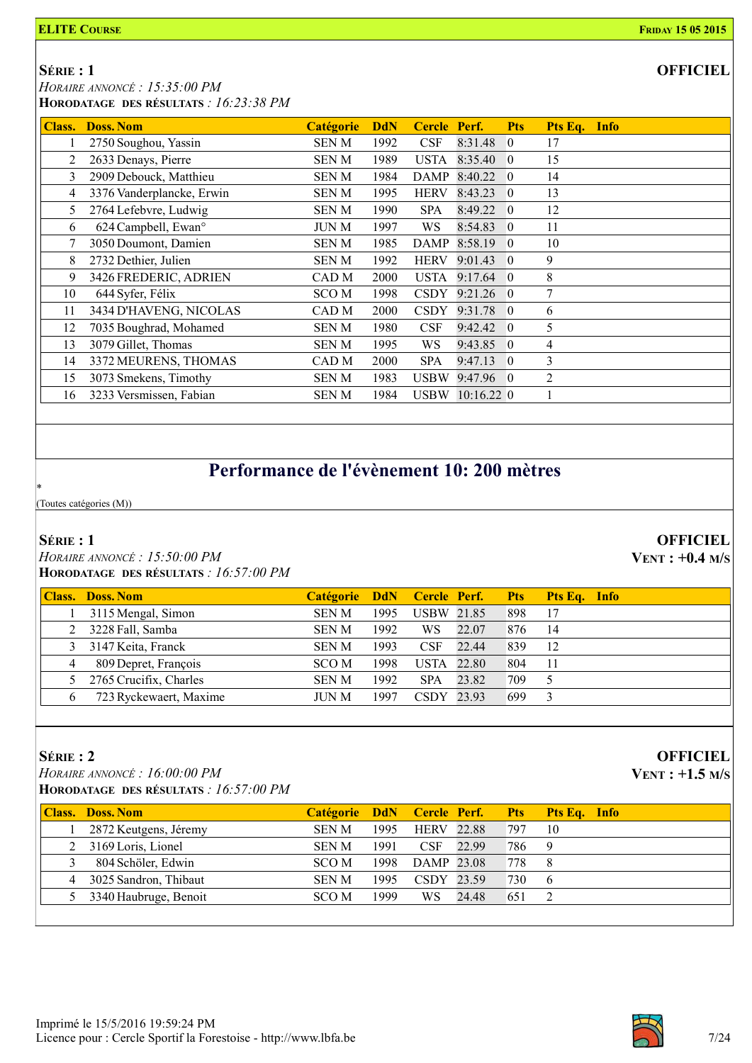**ELITE COURSE** — **FRIDAY 15 05 2015**

### SÉRIE : 1

**OFFICIEL**

*HORAIRE ANNONCÉ : 15:35:00 PM*
**HORODATAGE DES RÉSULTATS** *: 16:23:38 PM*

| Class. | Doss. Nom | Catégorie | DdN | Cercle | Perf. | Pts | Pts Eq. | Info |
|---|---|---|---|---|---|---|---|---|
| 1 | 2750 Soughou, Yassin | SEN M | 1992 | CSF | 8:31.48 | 0 | 17 | |
| 2 | 2633 Denays, Pierre | SEN M | 1989 | USTA | 8:35.40 | 0 | 15 | |
| 3 | 2909 Debouck, Matthieu | SEN M | 1984 | DAMP | 8:40.22 | 0 | 14 | |
| 4 | 3376 Vanderplancke, Erwin | SEN M | 1995 | HERV | 8:43.23 | 0 | 13 | |
| 5 | 2764 Lefebvre, Ludwig | SEN M | 1990 | SPA | 8:49.22 | 0 | 12 | |
| 6 | 624 Campbell, Ewan° | JUN M | 1997 | WS | 8:54.83 | 0 | 11 | |
| 7 | 3050 Doumont, Damien | SEN M | 1985 | DAMP | 8:58.19 | 0 | 10 | |
| 8 | 2732 Dethier, Julien | SEN M | 1992 | HERV | 9:01.43 | 0 | 9 | |
| 9 | 3426 FREDERIC, ADRIEN | CAD M | 2000 | USTA | 9:17.64 | 0 | 8 | |
| 10 | 644 Syfer, Félix | SCO M | 1998 | CSDY | 9:21.26 | 0 | 7 | |
| 11 | 3434 D'HAVENG, NICOLAS | CAD M | 2000 | CSDY | 9:31.78 | 0 | 6 | |
| 12 | 7035 Boughrad, Mohamed | SEN M | 1980 | CSF | 9:42.42 | 0 | 5 | |
| 13 | 3079 Gillet, Thomas | SEN M | 1995 | WS | 9:43.85 | 0 | 4 | |
| 14 | 3372 MEURENS, THOMAS | CAD M | 2000 | SPA | 9:47.13 | 0 | 3 | |
| 15 | 3073 Smekens, Timothy | SEN M | 1983 | USBW | 9:47.96 | 0 | 2 | |
| 16 | 3233 Versmissen, Fabian | SEN M | 1984 | USBW | 10:16.22 | 0 | 1 | |

## Performance de l'évènement 10: 200 mètres

*
(Toutes catégories (M))

### SÉRIE : 1

**OFFICIEL**
**VENT : +0.4 M/S**

*HORAIRE ANNONCÉ : 15:50:00 PM*
**HORODATAGE DES RÉSULTATS** *: 16:57:00 PM*

| Class. | Doss. Nom | Catégorie | DdN | Cercle | Perf. | Pts | Pts Eq. | Info |
|---|---|---|---|---|---|---|---|---|
| 1 | 3115 Mengal, Simon | SEN M | 1995 | USBW | 21.85 | 898 | 17 | |
| 2 | 3228 Fall, Samba | SEN M | 1992 | WS | 22.07 | 876 | 14 | |
| 3 | 3147 Keita, Franck | SEN M | 1993 | CSF | 22.44 | 839 | 12 | |
| 4 | 809 Depret, François | SCO M | 1998 | USTA | 22.80 | 804 | 11 | |
| 5 | 2765 Crucifix, Charles | SEN M | 1992 | SPA | 23.82 | 709 | 5 | |
| 6 | 723 Ryckewaert, Maxime | JUN M | 1997 | CSDY | 23.93 | 699 | 3 | |

### SÉRIE : 2

**OFFICIEL**
**VENT : +1.5 M/S**

*HORAIRE ANNONCÉ : 16:00:00 PM*
**HORODATAGE DES RÉSULTATS** *: 16:57:00 PM*

| Class. | Doss. Nom | Catégorie | DdN | Cercle | Perf. | Pts | Pts Eq. | Info |
|---|---|---|---|---|---|---|---|---|
| 1 | 2872 Keutgens, Jéremy | SEN M | 1995 | HERV | 22.88 | 797 | 10 | |
| 2 | 3169 Loris, Lionel | SEN M | 1991 | CSF | 22.99 | 786 | 9 | |
| 3 | 804 Schöler, Edwin | SCO M | 1998 | DAMP | 23.08 | 778 | 8 | |
| 4 | 3025 Sandron, Thibaut | SEN M | 1995 | CSDY | 23.59 | 730 | 6 | |
| 5 | 3340 Haubruge, Benoit | SCO M | 1999 | WS | 24.48 | 651 | 2 | |

Imprimé le 15/5/2016 19:59:24 PM
Licence pour : Cercle Sportif la Forestoise - http://www.lbfa.be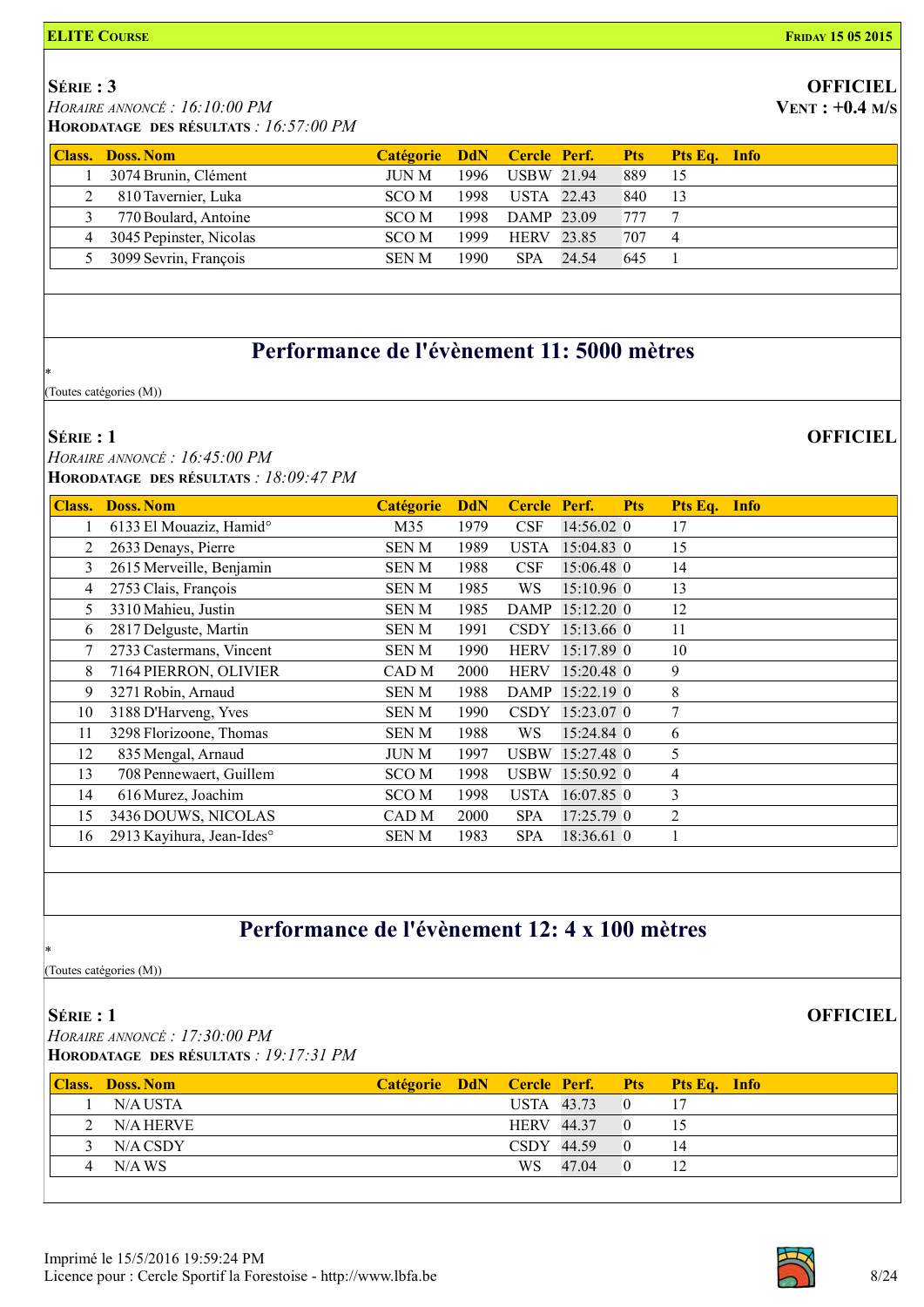**ELITE COURSE** — **FRIDAY 15 05 2015**

**SÉRIE : 3** — **OFFICIEL**

*HORAIRE ANNONCÉ : 16:10:00 PM*

**VENT : +0.4 M/S**

**HORODATAGE DES RÉSULTATS** *: 16:57:00 PM*

| Class. | Doss. Nom | Catégorie | DdN | Cercle | Perf. | Pts | Pts Eq. | Info |
|---|---|---|---|---|---|---|---|---|
| 1 | 3074 Brunin, Clément | JUN M | 1996 | USBW | 21.94 | 889 | 15 | |
| 2 | 810 Tavernier, Luka | SCO M | 1998 | USTA | 22.43 | 840 | 13 | |
| 3 | 770 Boulard, Antoine | SCO M | 1998 | DAMP | 23.09 | 777 | 7 | |
| 4 | 3045 Pepinster, Nicolas | SCO M | 1999 | HERV | 23.85 | 707 | 4 | |
| 5 | 3099 Sevrin, François | SEN M | 1990 | SPA | 24.54 | 645 | 1 | |

## Performance de l'évènement 11: 5000 mètres

*
(Toutes catégories (M))

**SÉRIE : 1** — **OFFICIEL**

*HORAIRE ANNONCÉ : 16:45:00 PM*

**HORODATAGE DES RÉSULTATS** *: 18:09:47 PM*

| Class. | Doss. Nom | Catégorie | DdN | Cercle | Perf. | Pts | Pts Eq. | Info |
|---|---|---|---|---|---|---|---|---|
| 1 | 6133 El Mouaziz, Hamid° | M35 | 1979 | CSF | 14:56.02 | 0 | 17 | |
| 2 | 2633 Denays, Pierre | SEN M | 1989 | USTA | 15:04.83 | 0 | 15 | |
| 3 | 2615 Merveille, Benjamin | SEN M | 1988 | CSF | 15:06.48 | 0 | 14 | |
| 4 | 2753 Clais, François | SEN M | 1985 | WS | 15:10.96 | 0 | 13 | |
| 5 | 3310 Mahieu, Justin | SEN M | 1985 | DAMP | 15:12.20 | 0 | 12 | |
| 6 | 2817 Delguste, Martin | SEN M | 1991 | CSDY | 15:13.66 | 0 | 11 | |
| 7 | 2733 Castermans, Vincent | SEN M | 1990 | HERV | 15:17.89 | 0 | 10 | |
| 8 | 7164 PIERRON, OLIVIER | CAD M | 2000 | HERV | 15:20.48 | 0 | 9 | |
| 9 | 3271 Robin, Arnaud | SEN M | 1988 | DAMP | 15:22.19 | 0 | 8 | |
| 10 | 3188 D'Harveng, Yves | SEN M | 1990 | CSDY | 15:23.07 | 0 | 7 | |
| 11 | 3298 Florizoone, Thomas | SEN M | 1988 | WS | 15:24.84 | 0 | 6 | |
| 12 | 835 Mengal, Arnaud | JUN M | 1997 | USBW | 15:27.48 | 0 | 5 | |
| 13 | 708 Pennewaert, Guillem | SCO M | 1998 | USBW | 15:50.92 | 0 | 4 | |
| 14 | 616 Murez, Joachim | SCO M | 1998 | USTA | 16:07.85 | 0 | 3 | |
| 15 | 3436 DOUWS, NICOLAS | CAD M | 2000 | SPA | 17:25.79 | 0 | 2 | |
| 16 | 2913 Kayihura, Jean-Ides° | SEN M | 1983 | SPA | 18:36.61 | 0 | 1 | |

## Performance de l'évènement 12: 4 x 100 mètres

*
(Toutes catégories (M))

**SÉRIE : 1** — **OFFICIEL**

*HORAIRE ANNONCÉ : 17:30:00 PM*

**HORODATAGE DES RÉSULTATS** *: 19:17:31 PM*

| Class. | Doss. Nom | Catégorie | DdN | Cercle | Perf. | Pts | Pts Eq. | Info |
|---|---|---|---|---|---|---|---|---|
| 1 | N/A USTA | | | USTA | 43.73 | 0 | 17 | |
| 2 | N/A HERVE | | | HERV | 44.37 | 0 | 15 | |
| 3 | N/A CSDY | | | CSDY | 44.59 | 0 | 14 | |
| 4 | N/A WS | | | WS | 47.04 | 0 | 12 | |

Imprimé le 15/5/2016 19:59:24 PM
Licence pour : Cercle Sportif la Forestoise - http://www.lbfa.be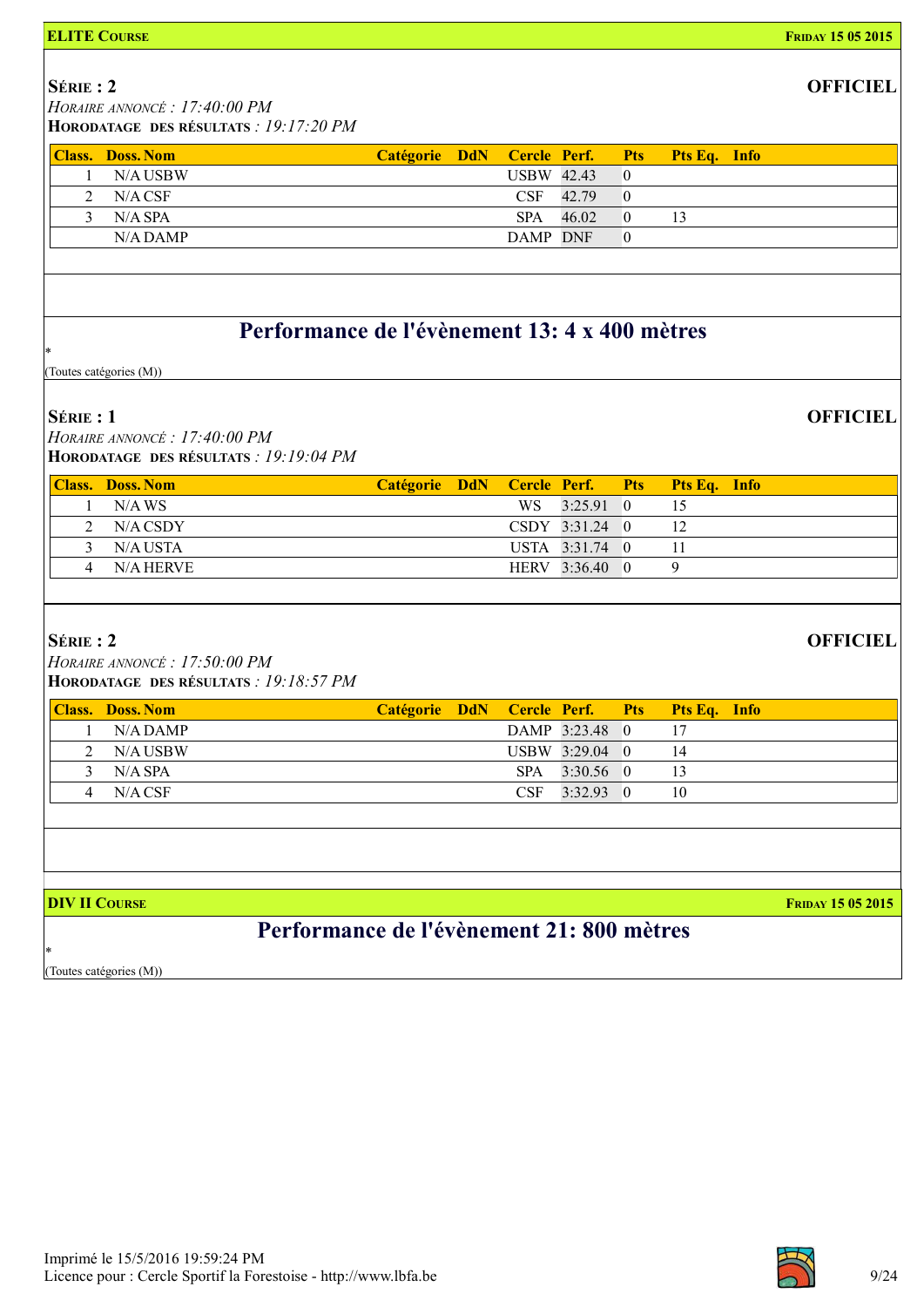**ELITE COURSE** **FRIDAY 15 05 2015**

**SÉRIE : 2** **OFFICIEL**

*HORAIRE ANNONCÉ : 17:40:00 PM*

**HORODATAGE DES RÉSULTATS** *: 19:17:20 PM*

| Class. | Doss. Nom | Catégorie | DdN | Cercle | Perf. | Pts | Pts Eq. | Info |
|---|---|---|---|---|---|---|---|---|
| 1 | N/A USBW | | | USBW | 42.43 | 0 | | |
| 2 | N/A CSF | | | CSF | 42.79 | 0 | | |
| 3 | N/A SPA | | | SPA | 46.02 | 0 | 13 | |
| | N/A DAMP | | | DAMP | DNF | 0 | | |

## Performance de l'évènement 13: 4 x 400 mètres

*

(Toutes catégories (M))

**SÉRIE : 1** **OFFICIEL**

*HORAIRE ANNONCÉ : 17:40:00 PM*

**HORODATAGE DES RÉSULTATS** *: 19:19:04 PM*

| Class. | Doss. Nom | Catégorie | DdN | Cercle | Perf. | Pts | Pts Eq. | Info |
|---|---|---|---|---|---|---|---|---|
| 1 | N/A WS | | | WS | 3:25.91 | 0 | 15 | |
| 2 | N/A CSDY | | | CSDY | 3:31.24 | 0 | 12 | |
| 3 | N/A USTA | | | USTA | 3:31.74 | 0 | 11 | |
| 4 | N/A HERVE | | | HERV | 3:36.40 | 0 | 9 | |

**SÉRIE : 2** **OFFICIEL**

*HORAIRE ANNONCÉ : 17:50:00 PM*

**HORODATAGE DES RÉSULTATS** *: 19:18:57 PM*

| Class. | Doss. Nom | Catégorie | DdN | Cercle | Perf. | Pts | Pts Eq. | Info |
|---|---|---|---|---|---|---|---|---|
| 1 | N/A DAMP | | | DAMP | 3:23.48 | 0 | 17 | |
| 2 | N/A USBW | | | USBW | 3:29.04 | 0 | 14 | |
| 3 | N/A SPA | | | SPA | 3:30.56 | 0 | 13 | |
| 4 | N/A CSF | | | CSF | 3:32.93 | 0 | 10 | |

**DIV II COURSE** **FRIDAY 15 05 2015**

## Performance de l'évènement 21: 800 mètres

*

(Toutes catégories (M))

Imprimé le 15/5/2016 19:59:24 PM

Licence pour : Cercle Sportif la Forestoise - http://www.lbfa.be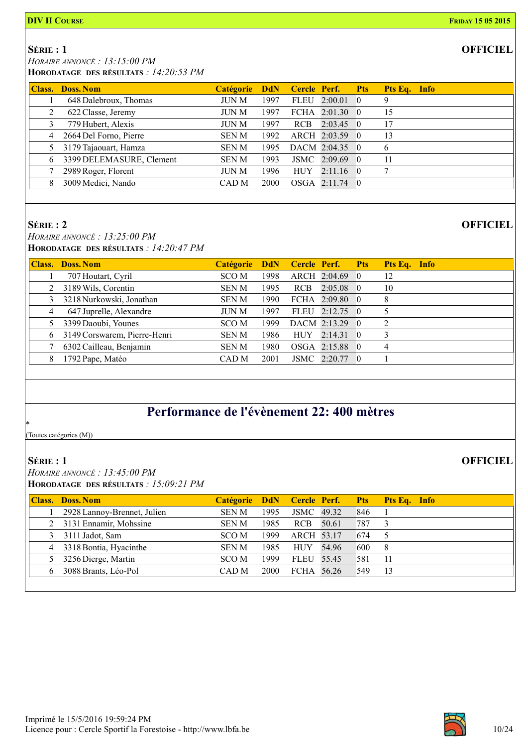**DIV II Course** **Friday 15 05 2015**

### Série : 1

**OFFICIEL**

*Horaire annoncé : 13:15:00 PM*
**Horodatage des résultats** *: 14:20:53 PM*

| Class. | Doss. | Nom | Catégorie | DdN | Cercle | Perf. | Pts | Pts Eq. | Info |
|---|---|---|---|---|---|---|---|---|---|
| 1 | 648 | Dalebroux, Thomas | JUN M | 1997 | FLEU | 2:00.01 | 0 | 9 | |
| 2 | 622 | Classe, Jeremy | JUN M | 1997 | FCHA | 2:01.30 | 0 | 15 | |
| 3 | 779 | Hubert, Alexis | JUN M | 1997 | RCB | 2:03.45 | 0 | 17 | |
| 4 | 2664 | Del Forno, Pierre | SEN M | 1992 | ARCH | 2:03.59 | 0 | 13 | |
| 5 | 3179 | Tajaouart, Hamza | SEN M | 1995 | DACM | 2:04.35 | 0 | 6 | |
| 6 | 3399 | DELEMASURE, Clement | SEN M | 1993 | JSMC | 2:09.69 | 0 | 11 | |
| 7 | 2989 | Roger, Florent | JUN M | 1996 | HUY | 2:11.16 | 0 | 7 | |
| 8 | 3009 | Medici, Nando | CAD M | 2000 | OSGA | 2:11.74 | 0 | | |

### Série : 2

**OFFICIEL**

*Horaire annoncé : 13:25:00 PM*
**Horodatage des résultats** *: 14:20:47 PM*

| Class. | Doss. | Nom | Catégorie | DdN | Cercle | Perf. | Pts | Pts Eq. | Info |
|---|---|---|---|---|---|---|---|---|---|
| 1 | 707 | Houtart, Cyril | SCO M | 1998 | ARCH | 2:04.69 | 0 | 12 | |
| 2 | 3189 | Wils, Corentin | SEN M | 1995 | RCB | 2:05.08 | 0 | 10 | |
| 3 | 3218 | Nurkowski, Jonathan | SEN M | 1990 | FCHA | 2:09.80 | 0 | 8 | |
| 4 | 647 | Juprelle, Alexandre | JUN M | 1997 | FLEU | 2:12.75 | 0 | 5 | |
| 5 | 3399 | Daoubi, Younes | SCO M | 1999 | DACM | 2:13.29 | 0 | 2 | |
| 6 | 3149 | Corswarem, Pierre-Henri | SEN M | 1986 | HUY | 2:14.31 | 0 | 3 | |
| 7 | 6302 | Cailleau, Benjamin | SEN M | 1980 | OSGA | 2:15.88 | 0 | 4 | |
| 8 | 1792 | Pape, Matéo | CAD M | 2001 | JSMC | 2:20.77 | 0 | 1 | |

## Performance de l'évènement 22: 400 mètres

*
(Toutes catégories (M))

### Série : 1

**OFFICIEL**

*Horaire annoncé : 13:45:00 PM*
**Horodatage des résultats** *: 15:09:21 PM*

| Class. | Doss. | Nom | Catégorie | DdN | Cercle | Perf. | Pts | Pts Eq. | Info |
|---|---|---|---|---|---|---|---|---|---|
| 1 | 2928 | Lannoy-Brennet, Julien | SEN M | 1995 | JSMC | 49.32 | 846 | 1 | |
| 2 | 3131 | Ennamir, Mohssine | SEN M | 1985 | RCB | 50.61 | 787 | 3 | |
| 3 | 3111 | Jadot, Sam | SCO M | 1999 | ARCH | 53.17 | 674 | 5 | |
| 4 | 3318 | Bontia, Hyacinthe | SEN M | 1985 | HUY | 54.96 | 600 | 8 | |
| 5 | 3256 | Dierge, Martin | SCO M | 1999 | FLEU | 55.45 | 581 | 11 | |
| 6 | 3088 | Brants, Léo-Pol | CAD M | 2000 | FCHA | 56.26 | 549 | 13 | |

Imprimé le 15/5/2016 19:59:24 PM
Licence pour : Cercle Sportif la Forestoise - http://www.lbfa.be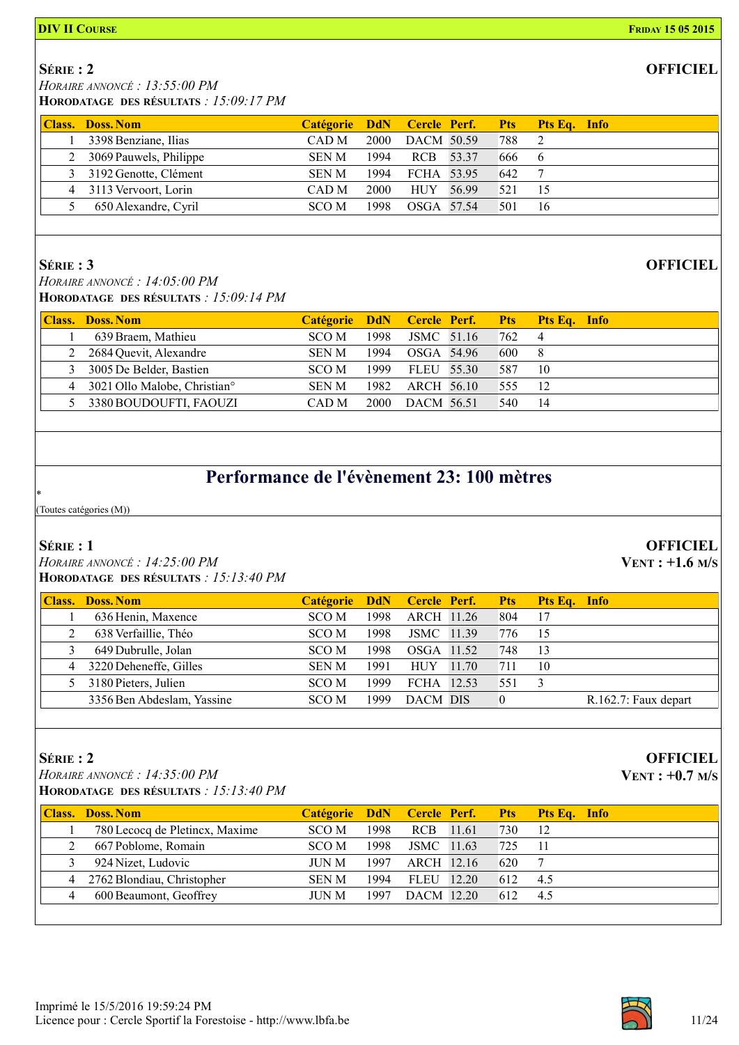DIV II Course — Friday 15 05 2015

## Série : 2

**OFFICIEL**

*Horaire annoncé : 13:55:00 PM*
**Horodatage des résultats** *: 15:09:17 PM*

| Class. | Doss. | Nom | Catégorie | DdN | Cercle | Perf. | Pts | Pts Eq. | Info |
|---|---|---|---|---|---|---|---|---|---|
| 1 | 3398 | Benziane, Ilias | CAD M | 2000 | DACM | 50.59 | 788 | 2 | |
| 2 | 3069 | Pauwels, Philippe | SEN M | 1994 | RCB | 53.37 | 666 | 6 | |
| 3 | 3192 | Genotte, Clément | SEN M | 1994 | FCHA | 53.95 | 642 | 7 | |
| 4 | 3113 | Vervoort, Lorin | CAD M | 2000 | HUY | 56.99 | 521 | 15 | |
| 5 | 650 | Alexandre, Cyril | SCO M | 1998 | OSGA | 57.54 | 501 | 16 | |

## Série : 3

**OFFICIEL**

*Horaire annoncé : 14:05:00 PM*
**Horodatage des résultats** *: 15:09:14 PM*

| Class. | Doss. | Nom | Catégorie | DdN | Cercle | Perf. | Pts | Pts Eq. | Info |
|---|---|---|---|---|---|---|---|---|---|
| 1 | 639 | Braem, Mathieu | SCO M | 1998 | JSMC | 51.16 | 762 | 4 | |
| 2 | 2684 | Quevit, Alexandre | SEN M | 1994 | OSGA | 54.96 | 600 | 8 | |
| 3 | 3005 | De Belder, Bastien | SCO M | 1999 | FLEU | 55.30 | 587 | 10 | |
| 4 | 3021 | Ollo Malobe, Christian° | SEN M | 1982 | ARCH | 56.10 | 555 | 12 | |
| 5 | 3380 | BOUDOUFTI, FAOUZI | CAD M | 2000 | DACM | 56.51 | 540 | 14 | |

# Performance de l'évènement 23: 100 mètres

*

(Toutes catégories (M))

## Série : 1

**OFFICIEL**
**Vent : +1.6 m/s**

*Horaire annoncé : 14:25:00 PM*
**Horodatage des résultats** *: 15:13:40 PM*

| Class. | Doss. | Nom | Catégorie | DdN | Cercle | Perf. | Pts | Pts Eq. | Info |
|---|---|---|---|---|---|---|---|---|---|
| 1 | 636 | Henin, Maxence | SCO M | 1998 | ARCH | 11.26 | 804 | 17 | |
| 2 | 638 | Verfaillie, Théo | SCO M | 1998 | JSMC | 11.39 | 776 | 15 | |
| 3 | 649 | Dubrulle, Jolan | SCO M | 1998 | OSGA | 11.52 | 748 | 13 | |
| 4 | 3220 | Deheneffe, Gilles | SEN M | 1991 | HUY | 11.70 | 711 | 10 | |
| 5 | 3180 | Pieters, Julien | SCO M | 1999 | FCHA | 12.53 | 551 | 3 | |
| | 3356 | Ben Abdeslam, Yassine | SCO M | 1999 | DACM | DIS | 0 | | R.162.7: Faux depart |

## Série : 2

**OFFICIEL**
**Vent : +0.7 m/s**

*Horaire annoncé : 14:35:00 PM*
**Horodatage des résultats** *: 15:13:40 PM*

| Class. | Doss. | Nom | Catégorie | DdN | Cercle | Perf. | Pts | Pts Eq. | Info |
|---|---|---|---|---|---|---|---|---|---|
| 1 | 780 | Lecocq de Pletincx, Maxime | SCO M | 1998 | RCB | 11.61 | 730 | 12 | |
| 2 | 667 | Poblome, Romain | SCO M | 1998 | JSMC | 11.63 | 725 | 11 | |
| 3 | 924 | Nizet, Ludovic | JUN M | 1997 | ARCH | 12.16 | 620 | 7 | |
| 4 | 2762 | Blondiau, Christopher | SEN M | 1994 | FLEU | 12.20 | 612 | 4.5 | |
| 4 | 600 | Beaumont, Geoffrey | JUN M | 1997 | DACM | 12.20 | 612 | 4.5 | |

Imprimé le 15/5/2016 19:59:24 PM
Licence pour : Cercle Sportif la Forestoise - http://www.lbfa.be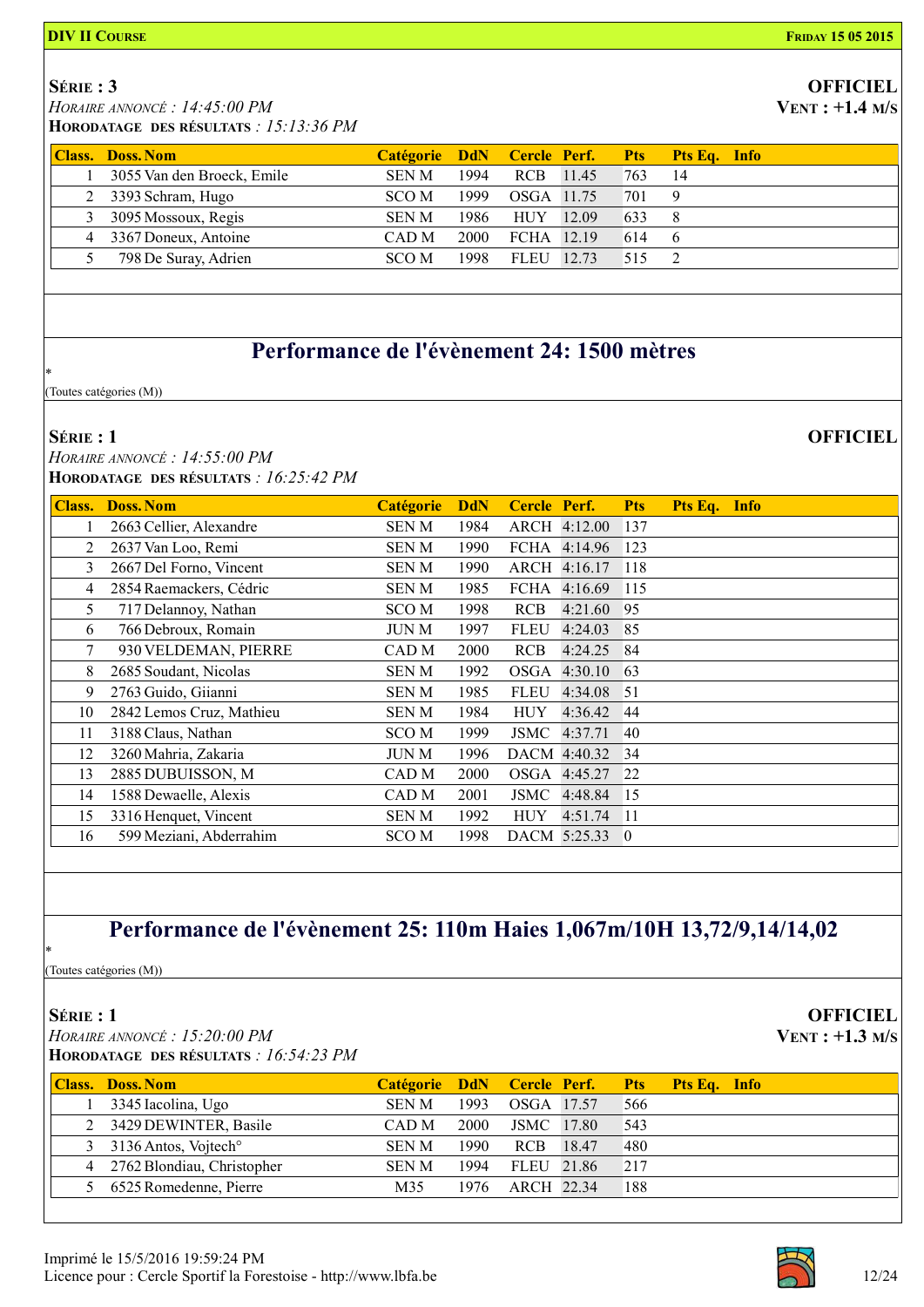**Série : 3** **OFFICIEL**

*Horaire annoncé : 14:45:00 PM* **Vent : +1.4 m/s**

**Horodatage des résultats** *: 15:13:36 PM*

| Class. | Doss. | Nom | Catégorie | DdN | Cercle | Perf. | Pts | Pts Eq. | Info |
|---|---|---|---|---|---|---|---|---|---|
| 1 | 3055 | Van den Broeck, Emile | SEN M | 1994 | RCB | 11.45 | 763 | 14 | |
| 2 | 3393 | Schram, Hugo | SCO M | 1999 | OSGA | 11.75 | 701 | 9 | |
| 3 | 3095 | Mossoux, Regis | SEN M | 1986 | HUY | 12.09 | 633 | 8 | |
| 4 | 3367 | Doneux, Antoine | CAD M | 2000 | FCHA | 12.19 | 614 | 6 | |
| 5 | 798 | De Suray, Adrien | SCO M | 1998 | FLEU | 12.73 | 515 | 2 | |

## Performance de l'évènement 24: 1500 mètres

*

(Toutes catégories (M))

**Série : 1** **OFFICIEL**

*Horaire annoncé : 14:55:00 PM*

**Horodatage des résultats** *: 16:25:42 PM*

| Class. | Doss. | Nom | Catégorie | DdN | Cercle | Perf. | Pts | Pts Eq. | Info |
|---|---|---|---|---|---|---|---|---|---|
| 1 | 2663 | Cellier, Alexandre | SEN M | 1984 | ARCH | 4:12.00 | 137 | | |
| 2 | 2637 | Van Loo, Remi | SEN M | 1990 | FCHA | 4:14.96 | 123 | | |
| 3 | 2667 | Del Forno, Vincent | SEN M | 1990 | ARCH | 4:16.17 | 118 | | |
| 4 | 2854 | Raemackers, Cédric | SEN M | 1985 | FCHA | 4:16.69 | 115 | | |
| 5 | 717 | Delannoy, Nathan | SCO M | 1998 | RCB | 4:21.60 | 95 | | |
| 6 | 766 | Debroux, Romain | JUN M | 1997 | FLEU | 4:24.03 | 85 | | |
| 7 | 930 | VELDEMAN, PIERRE | CAD M | 2000 | RCB | 4:24.25 | 84 | | |
| 8 | 2685 | Soudant, Nicolas | SEN M | 1992 | OSGA | 4:30.10 | 63 | | |
| 9 | 2763 | Guido, Giianni | SEN M | 1985 | FLEU | 4:34.08 | 51 | | |
| 10 | 2842 | Lemos Cruz, Mathieu | SEN M | 1984 | HUY | 4:36.42 | 44 | | |
| 11 | 3188 | Claus, Nathan | SCO M | 1999 | JSMC | 4:37.71 | 40 | | |
| 12 | 3260 | Mahria, Zakaria | JUN M | 1996 | DACM | 4:40.32 | 34 | | |
| 13 | 2885 | DUBUISSON, M | CAD M | 2000 | OSGA | 4:45.27 | 22 | | |
| 14 | 1588 | Dewaelle, Alexis | CAD M | 2001 | JSMC | 4:48.84 | 15 | | |
| 15 | 3316 | Henquet, Vincent | SEN M | 1992 | HUY | 4:51.74 | 11 | | |
| 16 | 599 | Meziani, Abderrahim | SCO M | 1998 | DACM | 5:25.33 | 0 | | |

## Performance de l'évènement 25: 110m Haies 1,067m/10H 13,72/9,14/14,02

*

(Toutes catégories (M))

**Série : 1** **OFFICIEL**

*Horaire annoncé : 15:20:00 PM* **Vent : +1.3 m/s**

**Horodatage des résultats** *: 16:54:23 PM*

| Class. | Doss. | Nom | Catégorie | DdN | Cercle | Perf. | Pts | Pts Eq. | Info |
|---|---|---|---|---|---|---|---|---|---|
| 1 | 3345 | Iacolina, Ugo | SEN M | 1993 | OSGA | 17.57 | 566 | | |
| 2 | 3429 | DEWINTER, Basile | CAD M | 2000 | JSMC | 17.80 | 543 | | |
| 3 | 3136 | Antos, Vojtech° | SEN M | 1990 | RCB | 18.47 | 480 | | |
| 4 | 2762 | Blondiau, Christopher | SEN M | 1994 | FLEU | 21.86 | 217 | | |
| 5 | 6525 | Romedenne, Pierre | M35 | 1976 | ARCH | 22.34 | 188 | | |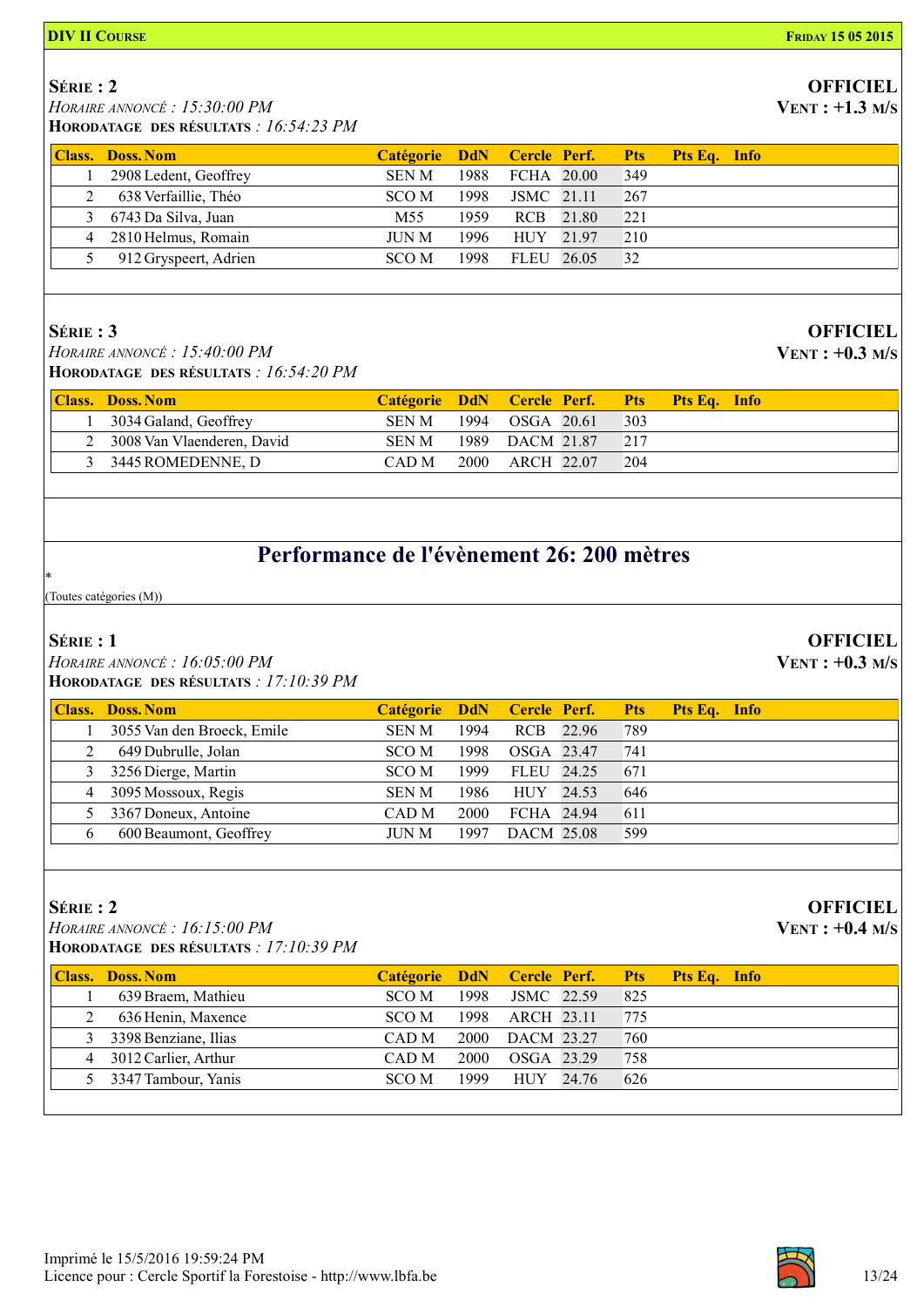**DIV II COURSE** — **FRIDAY 15 05 2015**

### SÉRIE : 2

*HORAIRE ANNONCÉ : 15:30:00 PM*
**HORODATAGE DES RÉSULTATS** : *16:54:23 PM*

**OFFICIEL**
**VENT : +1.3 M/S**

| Class. | Doss. Nom | Catégorie | DdN | Cercle | Perf. | Pts | Pts Eq. | Info |
|---|---|---|---|---|---|---|---|---|
| 1 | 2908 Ledent, Geoffrey | SEN M | 1988 | FCHA | 20.00 | 349 | | |
| 2 | 638 Verfaillie, Théo | SCO M | 1998 | JSMC | 21.11 | 267 | | |
| 3 | 6743 Da Silva, Juan | M55 | 1959 | RCB | 21.80 | 221 | | |
| 4 | 2810 Helmus, Romain | JUN M | 1996 | HUY | 21.97 | 210 | | |
| 5 | 912 Gryspeert, Adrien | SCO M | 1998 | FLEU | 26.05 | 32 | | |

### SÉRIE : 3

*HORAIRE ANNONCÉ : 15:40:00 PM*
**HORODATAGE DES RÉSULTATS** : *16:54:20 PM*

**OFFICIEL**
**VENT : +0.3 M/S**

| Class. | Doss. Nom | Catégorie | DdN | Cercle | Perf. | Pts | Pts Eq. | Info |
|---|---|---|---|---|---|---|---|---|
| 1 | 3034 Galand, Geoffrey | SEN M | 1994 | OSGA | 20.61 | 303 | | |
| 2 | 3008 Van Vlaenderen, David | SEN M | 1989 | DACM | 21.87 | 217 | | |
| 3 | 3445 ROMEDENNE, D | CAD M | 2000 | ARCH | 22.07 | 204 | | |

## Performance de l'évènement 26: 200 mètres

*
(Toutes catégories (M))

### SÉRIE : 1

*HORAIRE ANNONCÉ : 16:05:00 PM*
**HORODATAGE DES RÉSULTATS** : *17:10:39 PM*

**OFFICIEL**
**VENT : +0.3 M/S**

| Class. | Doss. Nom | Catégorie | DdN | Cercle | Perf. | Pts | Pts Eq. | Info |
|---|---|---|---|---|---|---|---|---|
| 1 | 3055 Van den Broeck, Emile | SEN M | 1994 | RCB | 22.96 | 789 | | |
| 2 | 649 Dubrulle, Jolan | SCO M | 1998 | OSGA | 23.47 | 741 | | |
| 3 | 3256 Dierge, Martin | SCO M | 1999 | FLEU | 24.25 | 671 | | |
| 4 | 3095 Mossoux, Regis | SEN M | 1986 | HUY | 24.53 | 646 | | |
| 5 | 3367 Doneux, Antoine | CAD M | 2000 | FCHA | 24.94 | 611 | | |
| 6 | 600 Beaumont, Geoffrey | JUN M | 1997 | DACM | 25.08 | 599 | | |

### SÉRIE : 2

*HORAIRE ANNONCÉ : 16:15:00 PM*
**HORODATAGE DES RÉSULTATS** : *17:10:39 PM*

**OFFICIEL**
**VENT : +0.4 M/S**

| Class. | Doss. Nom | Catégorie | DdN | Cercle | Perf. | Pts | Pts Eq. | Info |
|---|---|---|---|---|---|---|---|---|
| 1 | 639 Braem, Mathieu | SCO M | 1998 | JSMC | 22.59 | 825 | | |
| 2 | 636 Henin, Maxence | SCO M | 1998 | ARCH | 23.11 | 775 | | |
| 3 | 3398 Benziane, Ilias | CAD M | 2000 | DACM | 23.27 | 760 | | |
| 4 | 3012 Carlier, Arthur | CAD M | 2000 | OSGA | 23.29 | 758 | | |
| 5 | 3347 Tambour, Yanis | SCO M | 1999 | HUY | 24.76 | 626 | | |

Imprimé le 15/5/2016 19:59:24 PM
Licence pour : Cercle Sportif la Forestoise - http://www.lbfa.be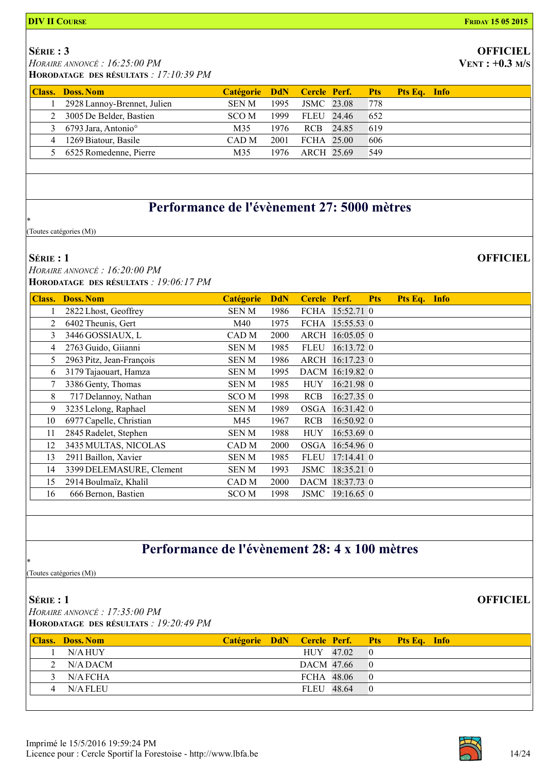**DIV II Course** **Friday 15 05 2015**

**Série : 3** **OFFICIEL**

*Horaire annoncé : 16:25:00 PM* **Vent : +0.3 m/s**

**Horodatage des résultats** : *17:10:39 PM*

| Class. | Doss. Nom | Catégorie | DdN | Cercle | Perf. | Pts | Pts Eq. | Info |
|---|---|---|---|---|---|---|---|---|
| 1 | 2928 Lannoy-Brennet, Julien | SEN M | 1995 | JSMC | 23.08 | 778 | | |
| 2 | 3005 De Belder, Bastien | SCO M | 1999 | FLEU | 24.46 | 652 | | |
| 3 | 6793 Jara, Antonio° | M35 | 1976 | RCB | 24.85 | 619 | | |
| 4 | 1269 Biatour, Basile | CAD M | 2001 | FCHA | 25.00 | 606 | | |
| 5 | 6525 Romedenne, Pierre | M35 | 1976 | ARCH | 25.69 | 549 | | |

## Performance de l'évènement 27: 5000 mètres

*
(Toutes catégories (M))

**Série : 1** **OFFICIEL**

*Horaire annoncé : 16:20:00 PM*

**Horodatage des résultats** : *19:06:17 PM*

| Class. | Doss. Nom | Catégorie | DdN | Cercle | Perf. | Pts | Pts Eq. | Info |
|---|---|---|---|---|---|---|---|---|
| 1 | 2822 Lhost, Geoffrey | SEN M | 1986 | FCHA | 15:52.71 | 0 | | |
| 2 | 6402 Theunis, Gert | M40 | 1975 | FCHA | 15:55.53 | 0 | | |
| 3 | 3446 GOSSIAUX, L | CAD M | 2000 | ARCH | 16:05.05 | 0 | | |
| 4 | 2763 Guido, Giianni | SEN M | 1985 | FLEU | 16:13.72 | 0 | | |
| 5 | 2963 Pitz, Jean-François | SEN M | 1986 | ARCH | 16:17.23 | 0 | | |
| 6 | 3179 Tajaouart, Hamza | SEN M | 1995 | DACM | 16:19.82 | 0 | | |
| 7 | 3386 Genty, Thomas | SEN M | 1985 | HUY | 16:21.98 | 0 | | |
| 8 | 717 Delannoy, Nathan | SCO M | 1998 | RCB | 16:27.35 | 0 | | |
| 9 | 3235 Lelong, Raphael | SEN M | 1989 | OSGA | 16:31.42 | 0 | | |
| 10 | 6977 Capelle, Christian | M45 | 1967 | RCB | 16:50.92 | 0 | | |
| 11 | 2845 Radelet, Stephen | SEN M | 1988 | HUY | 16:53.69 | 0 | | |
| 12 | 3435 MULTAS, NICOLAS | CAD M | 2000 | OSGA | 16:54.96 | 0 | | |
| 13 | 2911 Baillon, Xavier | SEN M | 1985 | FLEU | 17:14.41 | 0 | | |
| 14 | 3399 DELEMASURE, Clement | SEN M | 1993 | JSMC | 18:35.21 | 0 | | |
| 15 | 2914 Boulmaïz, Khalil | CAD M | 2000 | DACM | 18:37.73 | 0 | | |
| 16 | 666 Bernon, Bastien | SCO M | 1998 | JSMC | 19:16.65 | 0 | | |

## Performance de l'évènement 28: 4 x 100 mètres

*
(Toutes catégories (M))

**Série : 1** **OFFICIEL**

*Horaire annoncé : 17:35:00 PM*

**Horodatage des résultats** : *19:20:49 PM*

| Class. | Doss. Nom | Catégorie | DdN | Cercle | Perf. | Pts | Pts Eq. | Info |
|---|---|---|---|---|---|---|---|---|
| 1 | N/A HUY | | | HUY | 47.02 | 0 | | |
| 2 | N/A DACM | | | DACM | 47.66 | 0 | | |
| 3 | N/A FCHA | | | FCHA | 48.06 | 0 | | |
| 4 | N/A FLEU | | | FLEU | 48.64 | 0 | | |

Imprimé le 15/5/2016 19:59:24 PM
Licence pour : Cercle Sportif la Forestoise - http://www.lbfa.be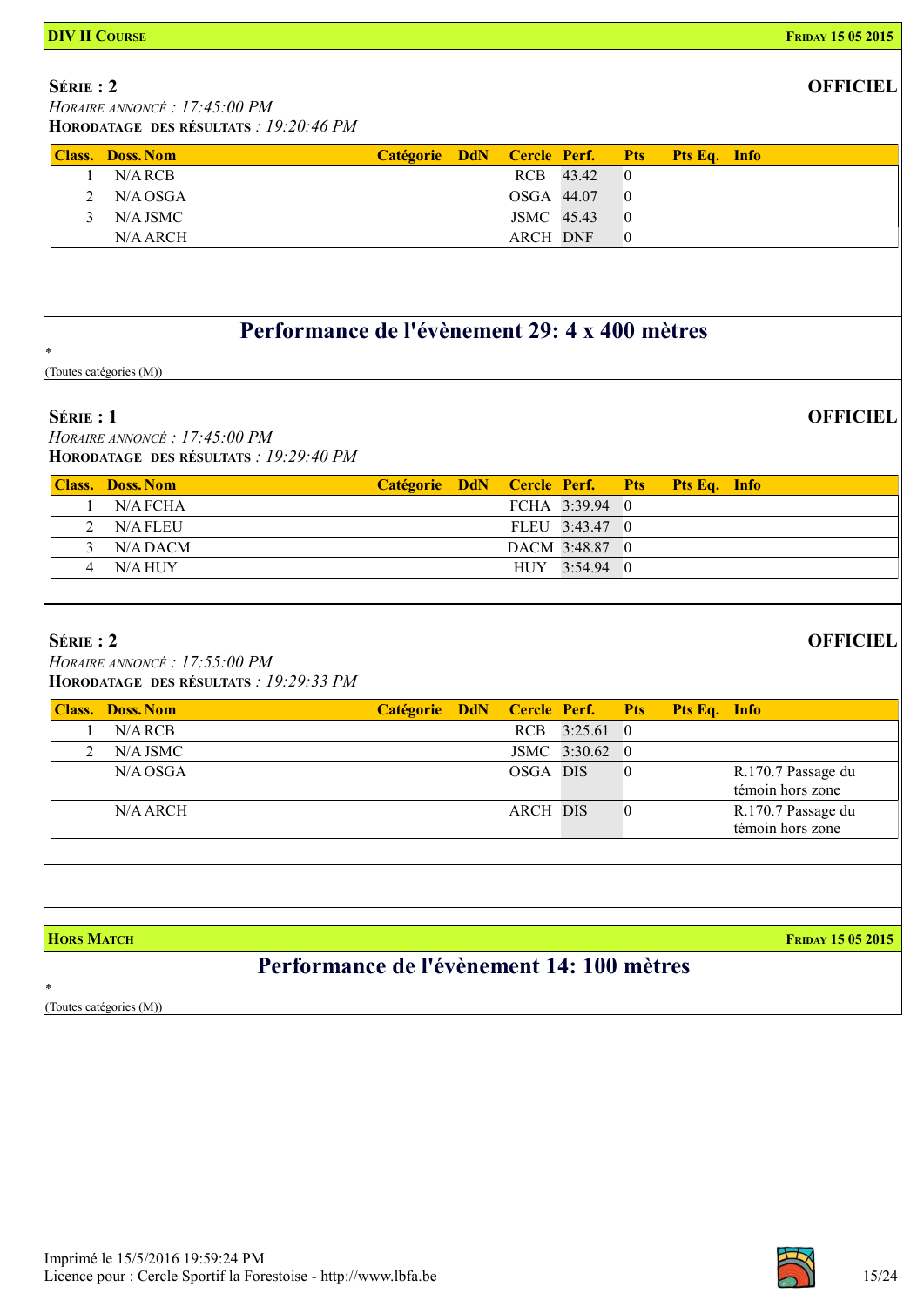**DIV II Course** — **Friday 15 05 2015**

**Série : 2** — **OFFICIEL**

*Horaire annoncé : 17:45:00 PM*

**Horodatage des résultats** : *19:20:46 PM*

| Class. | Doss. Nom | Catégorie | DdN | Cercle | Perf. | Pts | Pts Eq. | Info |
|---|---|---|---|---|---|---|---|---|
| 1 | N/A RCB | | | RCB | 43.42 | 0 | | |
| 2 | N/A OSGA | | | OSGA | 44.07 | 0 | | |
| 3 | N/A JSMC | | | JSMC | 45.43 | 0 | | |
| | N/A ARCH | | | ARCH | DNF | 0 | | |

## Performance de l'évènement 29: 4 x 400 mètres

*

(Toutes catégories (M))

**Série : 1** — **OFFICIEL**

*Horaire annoncé : 17:45:00 PM*

**Horodatage des résultats** : *19:29:40 PM*

| Class. | Doss. Nom | Catégorie | DdN | Cercle | Perf. | Pts | Pts Eq. | Info |
|---|---|---|---|---|---|---|---|---|
| 1 | N/A FCHA | | | FCHA | 3:39.94 | 0 | | |
| 2 | N/A FLEU | | | FLEU | 3:43.47 | 0 | | |
| 3 | N/A DACM | | | DACM | 3:48.87 | 0 | | |
| 4 | N/A HUY | | | HUY | 3:54.94 | 0 | | |

**Série : 2** — **OFFICIEL**

*Horaire annoncé : 17:55:00 PM*

**Horodatage des résultats** : *19:29:33 PM*

| Class. | Doss. Nom | Catégorie | DdN | Cercle | Perf. | Pts | Pts Eq. | Info |
|---|---|---|---|---|---|---|---|---|
| 1 | N/A RCB | | | RCB | 3:25.61 | 0 | | |
| 2 | N/A JSMC | | | JSMC | 3:30.62 | 0 | | |
| | N/A OSGA | | | OSGA | DIS | 0 | | R.170.7 Passage du témoin hors zone |
| | N/A ARCH | | | ARCH | DIS | 0 | | R.170.7 Passage du témoin hors zone |

**Hors Match** — **Friday 15 05 2015**

## Performance de l'évènement 14: 100 mètres

*

(Toutes catégories (M))

Imprimé le 15/5/2016 19:59:24 PM

Licence pour : Cercle Sportif la Forestoise - http://www.lbfa.be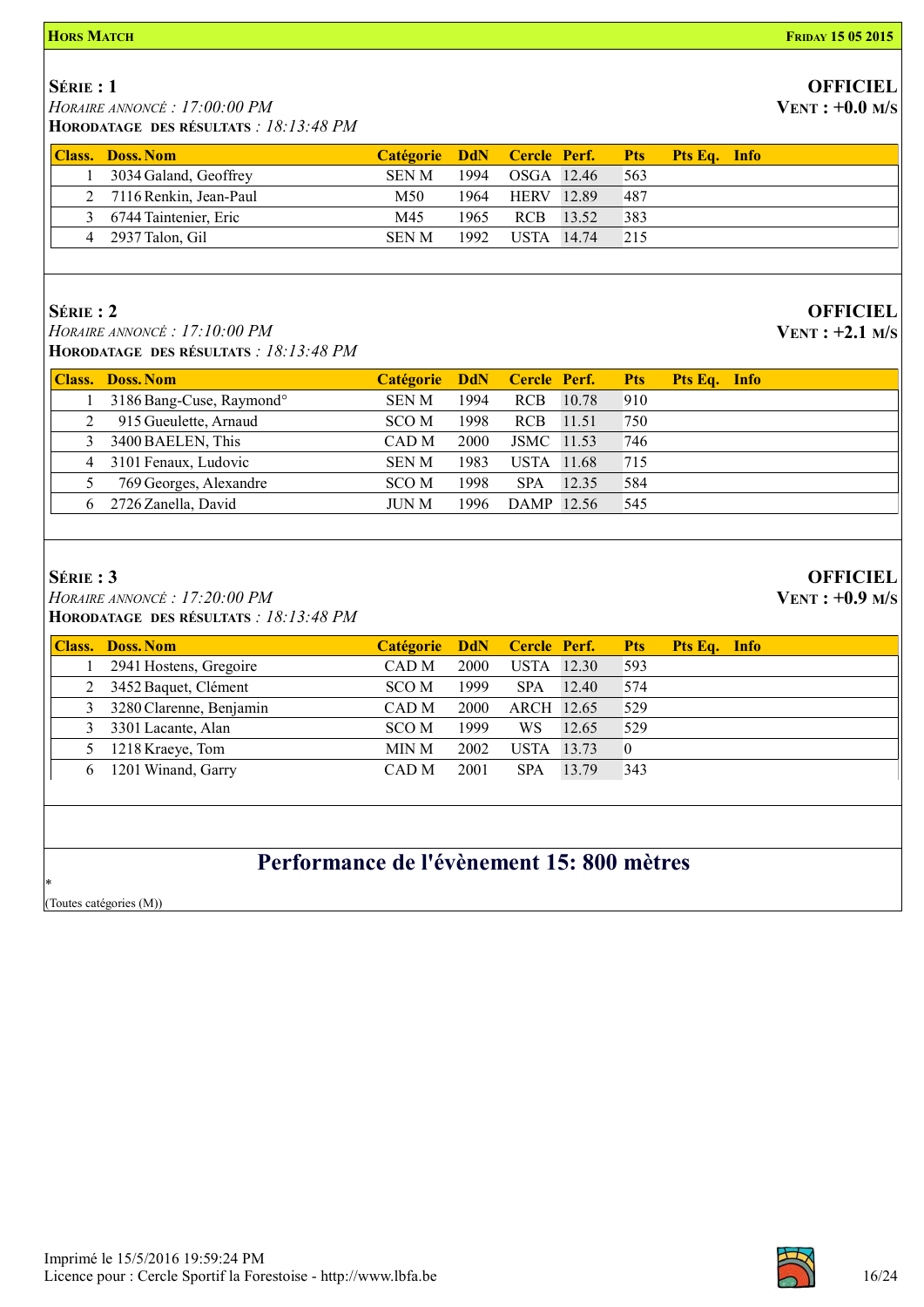**HORS MATCH** — **FRIDAY 15 05 2015**

## SÉRIE : 1

*HORAIRE ANNONCÉ : 17:00:00 PM*
**HORODATAGE DES RÉSULTATS** : *18:13:48 PM*

**OFFICIEL**
**VENT : +0.0 M/S**

| Class. | Doss. | Nom | Catégorie | DdN | Cercle | Perf. | Pts | Pts Eq. | Info |
|---|---|---|---|---|---|---|---|---|---|
| 1 | 3034 | Galand, Geoffrey | SEN M | 1994 | OSGA | 12.46 | 563 | | |
| 2 | 7116 | Renkin, Jean-Paul | M50 | 1964 | HERV | 12.89 | 487 | | |
| 3 | 6744 | Taintenier, Eric | M45 | 1965 | RCB | 13.52 | 383 | | |
| 4 | 2937 | Talon, Gil | SEN M | 1992 | USTA | 14.74 | 215 | | |

## SÉRIE : 2

*HORAIRE ANNONCÉ : 17:10:00 PM*
**HORODATAGE DES RÉSULTATS** : *18:13:48 PM*

**OFFICIEL**
**VENT : +2.1 M/S**

| Class. | Doss. | Nom | Catégorie | DdN | Cercle | Perf. | Pts | Pts Eq. | Info |
|---|---|---|---|---|---|---|---|---|---|
| 1 | 3186 | Bang-Cuse, Raymond° | SEN M | 1994 | RCB | 10.78 | 910 | | |
| 2 | 915 | Gueulette, Arnaud | SCO M | 1998 | RCB | 11.51 | 750 | | |
| 3 | 3400 | BAELEN, This | CAD M | 2000 | JSMC | 11.53 | 746 | | |
| 4 | 3101 | Fenaux, Ludovic | SEN M | 1983 | USTA | 11.68 | 715 | | |
| 5 | 769 | Georges, Alexandre | SCO M | 1998 | SPA | 12.35 | 584 | | |
| 6 | 2726 | Zanella, David | JUN M | 1996 | DAMP | 12.56 | 545 | | |

## SÉRIE : 3

*HORAIRE ANNONCÉ : 17:20:00 PM*
**HORODATAGE DES RÉSULTATS** : *18:13:48 PM*

**OFFICIEL**
**VENT : +0.9 M/S**

| Class. | Doss. | Nom | Catégorie | DdN | Cercle | Perf. | Pts | Pts Eq. | Info |
|---|---|---|---|---|---|---|---|---|---|
| 1 | 2941 | Hostens, Gregoire | CAD M | 2000 | USTA | 12.30 | 593 | | |
| 2 | 3452 | Baquet, Clément | SCO M | 1999 | SPA | 12.40 | 574 | | |
| 3 | 3280 | Clarenne, Benjamin | CAD M | 2000 | ARCH | 12.65 | 529 | | |
| 3 | 3301 | Lacante, Alan | SCO M | 1999 | WS | 12.65 | 529 | | |
| 5 | 1218 | Kraeye, Tom | MIN M | 2002 | USTA | 13.73 | 0 | | |
| 6 | 1201 | Winand, Garry | CAD M | 2001 | SPA | 13.79 | 343 | | |

# Performance de l'évènement 15: 800 mètres

*

(Toutes catégories (M))

Imprimé le 15/5/2016 19:59:24 PM
Licence pour : Cercle Sportif la Forestoise - http://www.lbfa.be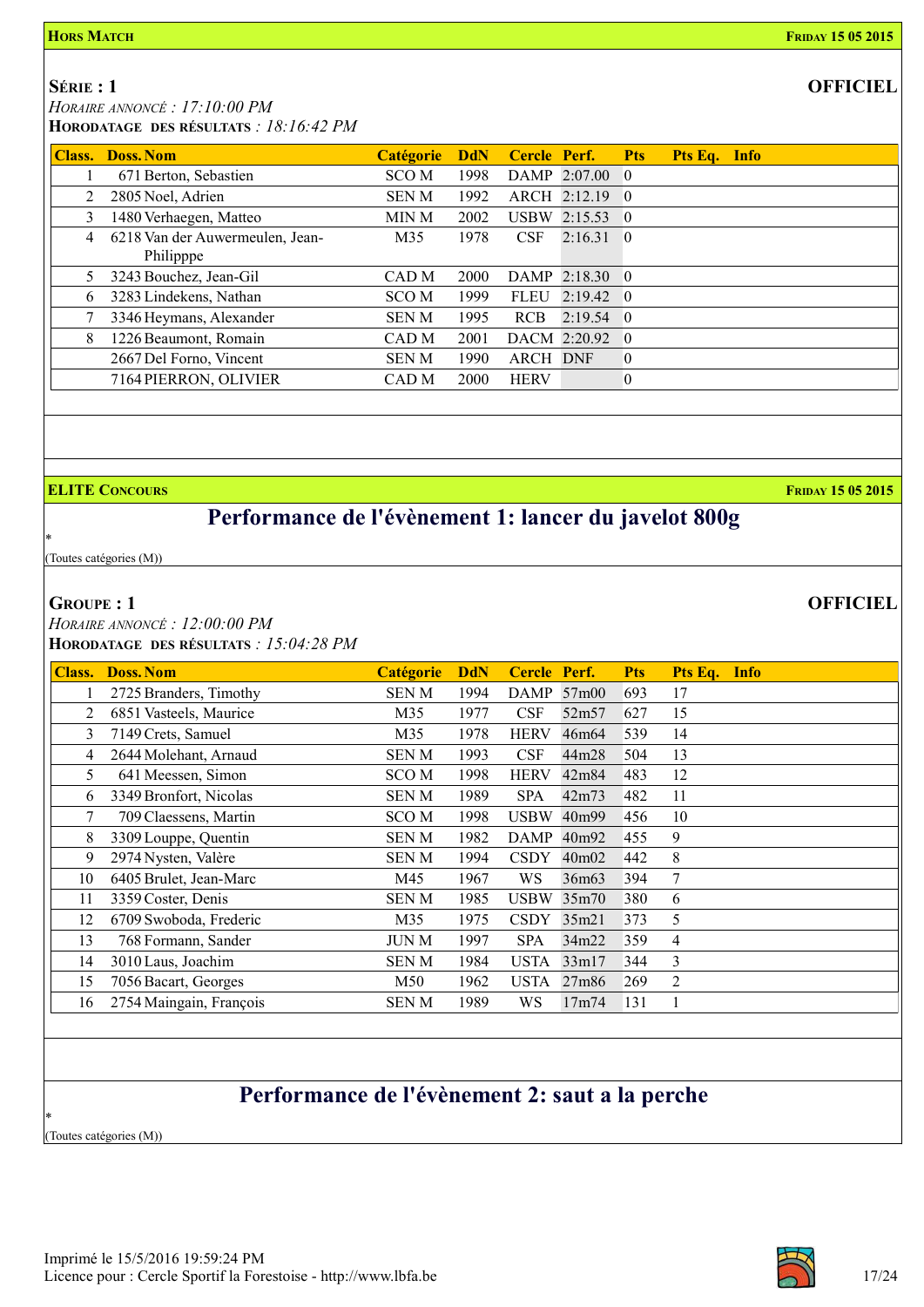**HORS MATCH** — **FRIDAY 15 05 2015**

### SÉRIE : 1

**OFFICIEL**

*HORAIRE ANNONCÉ : 17:10:00 PM*
**HORODATAGE DES RÉSULTATS** : *18:16:42 PM*

| Class. | Doss. | Nom | Catégorie | DdN | Cercle | Perf. | Pts | Pts Eq. | Info |
|---|---|---|---|---|---|---|---|---|---|
| 1 | 671 | Berton, Sebastien | SCO M | 1998 | DAMP | 2:07.00 | 0 | | |
| 2 | 2805 | Noel, Adrien | SEN M | 1992 | ARCH | 2:12.19 | 0 | | |
| 3 | 1480 | Verhaegen, Matteo | MIN M | 2002 | USBW | 2:15.53 | 0 | | |
| 4 | 6218 | Van der Auwermeulen, Jean-Philipppe | M35 | 1978 | CSF | 2:16.31 | 0 | | |
| 5 | 3243 | Bouchez, Jean-Gil | CAD M | 2000 | DAMP | 2:18.30 | 0 | | |
| 6 | 3283 | Lindekens, Nathan | SCO M | 1999 | FLEU | 2:19.42 | 0 | | |
| 7 | 3346 | Heymans, Alexander | SEN M | 1995 | RCB | 2:19.54 | 0 | | |
| 8 | 1226 | Beaumont, Romain | CAD M | 2001 | DACM | 2:20.92 | 0 | | |
| | 2667 | Del Forno, Vincent | SEN M | 1990 | ARCH | DNF | 0 | | |
| | 7164 | PIERRON, OLIVIER | CAD M | 2000 | HERV | | 0 | | |

**ELITE CONCOURS** — **FRIDAY 15 05 2015**

## Performance de l'évènement 1: lancer du javelot 800g

*
(Toutes catégories (M))

### GROUPE : 1

**OFFICIEL**

*HORAIRE ANNONCÉ : 12:00:00 PM*
**HORODATAGE DES RÉSULTATS** : *15:04:28 PM*

| Class. | Doss. | Nom | Catégorie | DdN | Cercle | Perf. | Pts | Pts Eq. | Info |
|---|---|---|---|---|---|---|---|---|---|
| 1 | 2725 | Branders, Timothy | SEN M | 1994 | DAMP | 57m00 | 693 | 17 | |
| 2 | 6851 | Vasteels, Maurice | M35 | 1977 | CSF | 52m57 | 627 | 15 | |
| 3 | 7149 | Crets, Samuel | M35 | 1978 | HERV | 46m64 | 539 | 14 | |
| 4 | 2644 | Molehant, Arnaud | SEN M | 1993 | CSF | 44m28 | 504 | 13 | |
| 5 | 641 | Meessen, Simon | SCO M | 1998 | HERV | 42m84 | 483 | 12 | |
| 6 | 3349 | Bronfort, Nicolas | SEN M | 1989 | SPA | 42m73 | 482 | 11 | |
| 7 | 709 | Claessens, Martin | SCO M | 1998 | USBW | 40m99 | 456 | 10 | |
| 8 | 3309 | Louppe, Quentin | SEN M | 1982 | DAMP | 40m92 | 455 | 9 | |
| 9 | 2974 | Nysten, Valère | SEN M | 1994 | CSDY | 40m02 | 442 | 8 | |
| 10 | 6405 | Brulet, Jean-Marc | M45 | 1967 | WS | 36m63 | 394 | 7 | |
| 11 | 3359 | Coster, Denis | SEN M | 1985 | USBW | 35m70 | 380 | 6 | |
| 12 | 6709 | Swoboda, Frederic | M35 | 1975 | CSDY | 35m21 | 373 | 5 | |
| 13 | 768 | Formann, Sander | JUN M | 1997 | SPA | 34m22 | 359 | 4 | |
| 14 | 3010 | Laus, Joachim | SEN M | 1984 | USTA | 33m17 | 344 | 3 | |
| 15 | 7056 | Bacart, Georges | M50 | 1962 | USTA | 27m86 | 269 | 2 | |
| 16 | 2754 | Maingain, François | SEN M | 1989 | WS | 17m74 | 131 | 1 | |

## Performance de l'évènement 2: saut a la perche

*
(Toutes catégories (M))

Imprimé le 15/5/2016 19:59:24 PM
Licence pour : Cercle Sportif la Forestoise - http://www.lbfa.be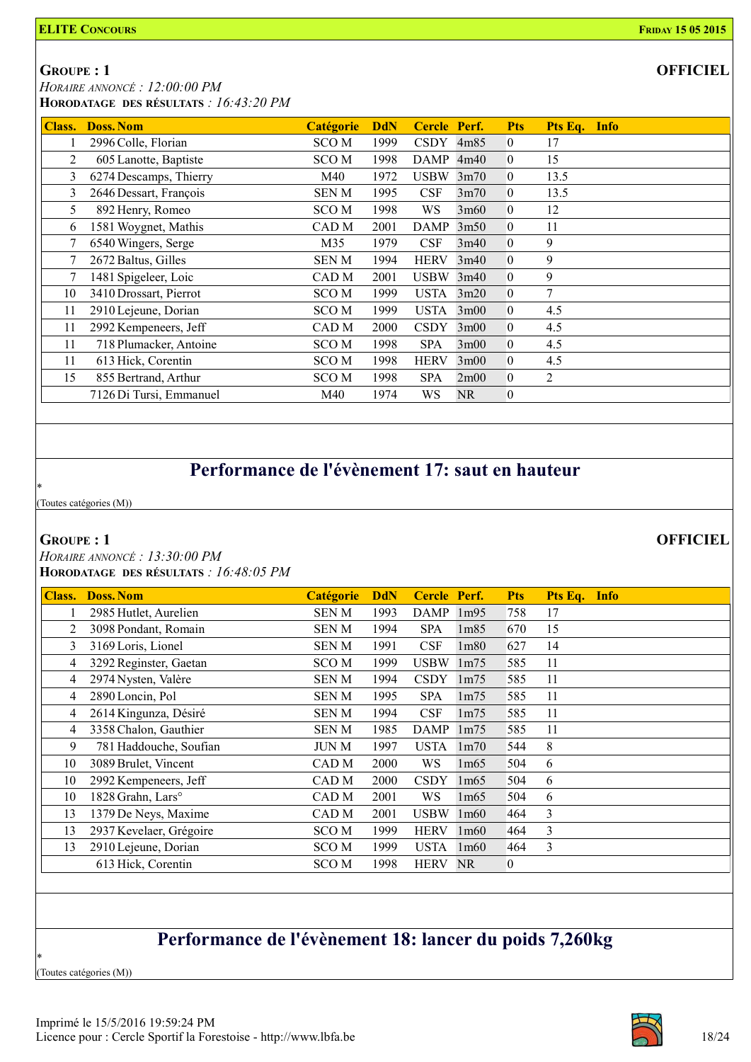**ELITE CONCOURS** **FRIDAY 15 05 2015**

**GROUPE : 1** **OFFICIEL**

*HORAIRE ANNONCÉ : 12:00:00 PM*
**HORODATAGE DES RÉSULTATS** *: 16:43:20 PM*

| Class. | Doss. Nom | Catégorie | DdN | Cercle | Perf. | Pts | Pts Eq. | Info |
|---|---|---|---|---|---|---|---|---|
| 1 | 2996 Colle, Florian | SCO M | 1999 | CSDY | 4m85 | 0 | 17 | |
| 2 | 605 Lanotte, Baptiste | SCO M | 1998 | DAMP | 4m40 | 0 | 15 | |
| 3 | 6274 Descamps, Thierry | M40 | 1972 | USBW | 3m70 | 0 | 13.5 | |
| 3 | 2646 Dessart, François | SEN M | 1995 | CSF | 3m70 | 0 | 13.5 | |
| 5 | 892 Henry, Romeo | SCO M | 1998 | WS | 3m60 | 0 | 12 | |
| 6 | 1581 Woygnet, Mathis | CAD M | 2001 | DAMP | 3m50 | 0 | 11 | |
| 7 | 6540 Wingers, Serge | M35 | 1979 | CSF | 3m40 | 0 | 9 | |
| 7 | 2672 Baltus, Gilles | SEN M | 1994 | HERV | 3m40 | 0 | 9 | |
| 7 | 1481 Spigeleer, Loic | CAD M | 2001 | USBW | 3m40 | 0 | 9 | |
| 10 | 3410 Drossart, Pierrot | SCO M | 1999 | USTA | 3m20 | 0 | 7 | |
| 11 | 2910 Lejeune, Dorian | SCO M | 1999 | USTA | 3m00 | 0 | 4.5 | |
| 11 | 2992 Kempeneers, Jeff | CAD M | 2000 | CSDY | 3m00 | 0 | 4.5 | |
| 11 | 718 Plumacker, Antoine | SCO M | 1998 | SPA | 3m00 | 0 | 4.5 | |
| 11 | 613 Hick, Corentin | SCO M | 1998 | HERV | 3m00 | 0 | 4.5 | |
| 15 | 855 Bertrand, Arthur | SCO M | 1998 | SPA | 2m00 | 0 | 2 | |
| | 7126 Di Tursi, Emmanuel | M40 | 1974 | WS | NR | 0 | | |

## Performance de l'évènement 17: saut en hauteur

*
(Toutes catégories (M))

**GROUPE : 1** **OFFICIEL**

*HORAIRE ANNONCÉ : 13:30:00 PM*
**HORODATAGE DES RÉSULTATS** *: 16:48:05 PM*

| Class. | Doss. Nom | Catégorie | DdN | Cercle | Perf. | Pts | Pts Eq. | Info |
|---|---|---|---|---|---|---|---|---|
| 1 | 2985 Hutlet, Aurelien | SEN M | 1993 | DAMP | 1m95 | 758 | 17 | |
| 2 | 3098 Pondant, Romain | SEN M | 1994 | SPA | 1m85 | 670 | 15 | |
| 3 | 3169 Loris, Lionel | SEN M | 1991 | CSF | 1m80 | 627 | 14 | |
| 4 | 3292 Reginster, Gaetan | SCO M | 1999 | USBW | 1m75 | 585 | 11 | |
| 4 | 2974 Nysten, Valère | SEN M | 1994 | CSDY | 1m75 | 585 | 11 | |
| 4 | 2890 Loncin, Pol | SEN M | 1995 | SPA | 1m75 | 585 | 11 | |
| 4 | 2614 Kingunza, Désiré | SEN M | 1994 | CSF | 1m75 | 585 | 11 | |
| 4 | 3358 Chalon, Gauthier | SEN M | 1985 | DAMP | 1m75 | 585 | 11 | |
| 9 | 781 Haddouche, Soufian | JUN M | 1997 | USTA | 1m70 | 544 | 8 | |
| 10 | 3089 Brulet, Vincent | CAD M | 2000 | WS | 1m65 | 504 | 6 | |
| 10 | 2992 Kempeneers, Jeff | CAD M | 2000 | CSDY | 1m65 | 504 | 6 | |
| 10 | 1828 Grahn, Lars° | CAD M | 2001 | WS | 1m65 | 504 | 6 | |
| 13 | 1379 De Neys, Maxime | CAD M | 2001 | USBW | 1m60 | 464 | 3 | |
| 13 | 2937 Kevelaer, Grégoire | SCO M | 1999 | HERV | 1m60 | 464 | 3 | |
| 13 | 2910 Lejeune, Dorian | SCO M | 1999 | USTA | 1m60 | 464 | 3 | |
| | 613 Hick, Corentin | SCO M | 1998 | HERV | NR | 0 | | |

## Performance de l'évènement 18: lancer du poids 7,260kg

*
(Toutes catégories (M))

Imprimé le 15/5/2016 19:59:24 PM
Licence pour : Cercle Sportif la Forestoise - http://www.lbfa.be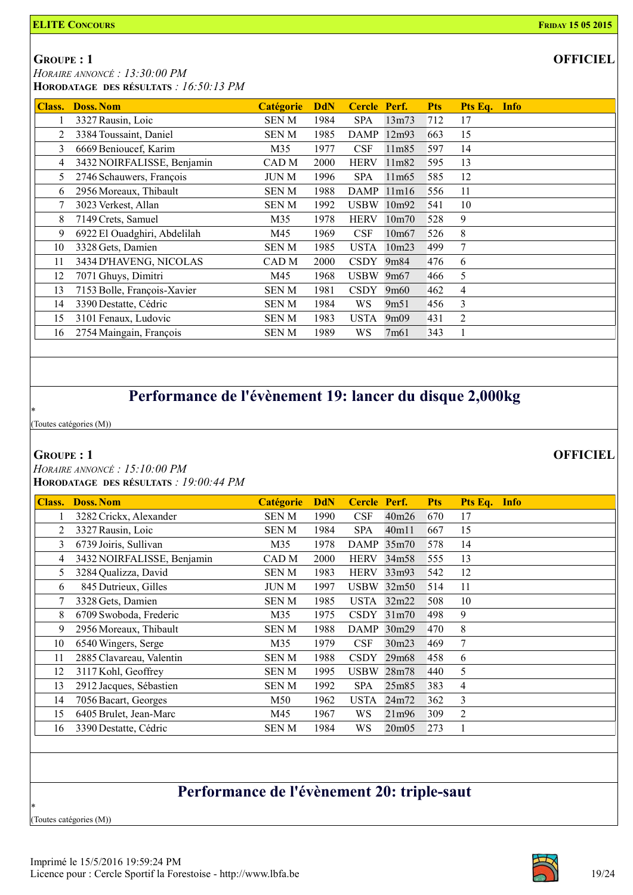**GROUPE : 1**

**OFFICIEL**

*HORAIRE ANNONCÉ : 13:30:00 PM*

**HORODATAGE DES RÉSULTATS** *: 16:50:13 PM*

| Class. | Doss. Nom | Catégorie | DdN | Cercle | Perf. | Pts | Pts Eq. | Info |
|---|---|---|---|---|---|---|---|---|
| 1 | 3327 Rausin, Loic | SEN M | 1984 | SPA | 13m73 | 712 | 17 | |
| 2 | 3384 Toussaint, Daniel | SEN M | 1985 | DAMP | 12m93 | 663 | 15 | |
| 3 | 6669 Benioucef, Karim | M35 | 1977 | CSF | 11m85 | 597 | 14 | |
| 4 | 3432 NOIRFALISSE, Benjamin | CAD M | 2000 | HERV | 11m82 | 595 | 13 | |
| 5 | 2746 Schauwers, François | JUN M | 1996 | SPA | 11m65 | 585 | 12 | |
| 6 | 2956 Moreaux, Thibault | SEN M | 1988 | DAMP | 11m16 | 556 | 11 | |
| 7 | 3023 Verkest, Allan | SEN M | 1992 | USBW | 10m92 | 541 | 10 | |
| 8 | 7149 Crets, Samuel | M35 | 1978 | HERV | 10m70 | 528 | 9 | |
| 9 | 6922 El Ouadghiri, Abdelilah | M45 | 1969 | CSF | 10m67 | 526 | 8 | |
| 10 | 3328 Gets, Damien | SEN M | 1985 | USTA | 10m23 | 499 | 7 | |
| 11 | 3434 D'HAVENG, NICOLAS | CAD M | 2000 | CSDY | 9m84 | 476 | 6 | |
| 12 | 7071 Ghuys, Dimitri | M45 | 1968 | USBW | 9m67 | 466 | 5 | |
| 13 | 7153 Bolle, François-Xavier | SEN M | 1981 | CSDY | 9m60 | 462 | 4 | |
| 14 | 3390 Destatte, Cédric | SEN M | 1984 | WS | 9m51 | 456 | 3 | |
| 15 | 3101 Fenaux, Ludovic | SEN M | 1983 | USTA | 9m09 | 431 | 2 | |
| 16 | 2754 Maingain, François | SEN M | 1989 | WS | 7m61 | 343 | 1 | |

## Performance de l'évènement 19: lancer du disque 2,000kg

*

(Toutes catégories (M))

**GROUPE : 1**

**OFFICIEL**

*HORAIRE ANNONCÉ : 15:10:00 PM*

**HORODATAGE DES RÉSULTATS** *: 19:00:44 PM*

| Class. | Doss. Nom | Catégorie | DdN | Cercle | Perf. | Pts | Pts Eq. | Info |
|---|---|---|---|---|---|---|---|---|
| 1 | 3282 Crickx, Alexander | SEN M | 1990 | CSF | 40m26 | 670 | 17 | |
| 2 | 3327 Rausin, Loic | SEN M | 1984 | SPA | 40m11 | 667 | 15 | |
| 3 | 6739 Joiris, Sullivan | M35 | 1978 | DAMP | 35m70 | 578 | 14 | |
| 4 | 3432 NOIRFALISSE, Benjamin | CAD M | 2000 | HERV | 34m58 | 555 | 13 | |
| 5 | 3284 Qualizza, David | SEN M | 1983 | HERV | 33m93 | 542 | 12 | |
| 6 | 845 Dutrieux, Gilles | JUN M | 1997 | USBW | 32m50 | 514 | 11 | |
| 7 | 3328 Gets, Damien | SEN M | 1985 | USTA | 32m22 | 508 | 10 | |
| 8 | 6709 Swoboda, Frederic | M35 | 1975 | CSDY | 31m70 | 498 | 9 | |
| 9 | 2956 Moreaux, Thibault | SEN M | 1988 | DAMP | 30m29 | 470 | 8 | |
| 10 | 6540 Wingers, Serge | M35 | 1979 | CSF | 30m23 | 469 | 7 | |
| 11 | 2885 Clavareau, Valentin | SEN M | 1988 | CSDY | 29m68 | 458 | 6 | |
| 12 | 3117 Kohl, Geoffrey | SEN M | 1995 | USBW | 28m78 | 440 | 5 | |
| 13 | 2912 Jacques, Sébastien | SEN M | 1992 | SPA | 25m85 | 383 | 4 | |
| 14 | 7056 Bacart, Georges | M50 | 1962 | USTA | 24m72 | 362 | 3 | |
| 15 | 6405 Brulet, Jean-Marc | M45 | 1967 | WS | 21m96 | 309 | 2 | |
| 16 | 3390 Destatte, Cédric | SEN M | 1984 | WS | 20m05 | 273 | 1 | |

## Performance de l'évènement 20: triple-saut

*

(Toutes catégories (M))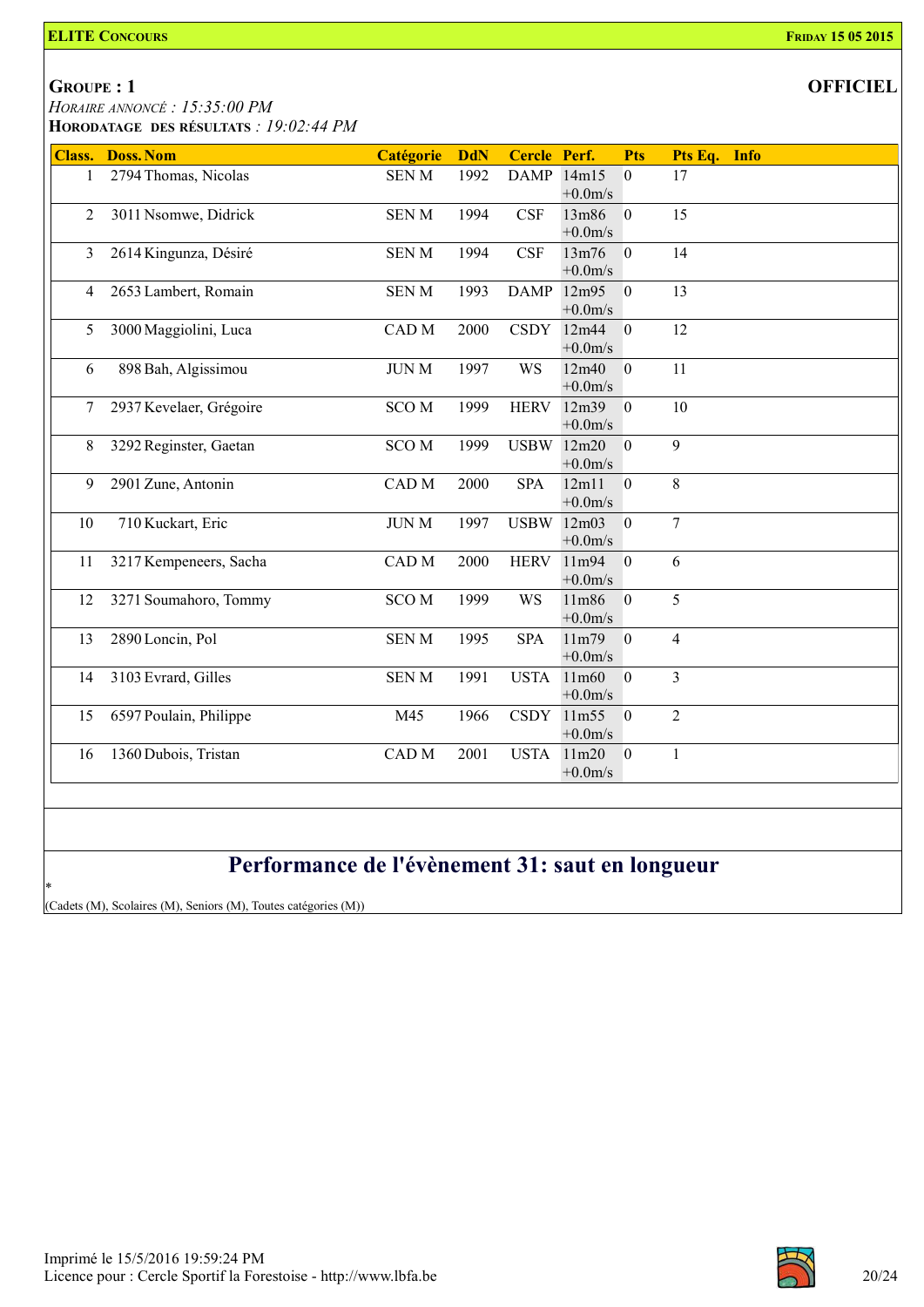**ELITE CONCOURS** — **FRIDAY 15 05 2015**

**GROUPE : 1** — **OFFICIEL**

*HORAIRE ANNONCÉ : 15:35:00 PM*

**HORODATAGE DES RÉSULTATS** : *19:02:44 PM*

| Class. | Doss. | Nom | Catégorie | DdN | Cercle | Perf. | Pts | Pts Eq. | Info |
|---|---|---|---|---|---|---|---|---|---|
| 1 | 2794 | Thomas, Nicolas | SEN M | 1992 | DAMP | 14m15 +0.0m/s | 0 | 17 | |
| 2 | 3011 | Nsomwe, Didrick | SEN M | 1994 | CSF | 13m86 +0.0m/s | 0 | 15 | |
| 3 | 2614 | Kingunza, Désiré | SEN M | 1994 | CSF | 13m76 +0.0m/s | 0 | 14 | |
| 4 | 2653 | Lambert, Romain | SEN M | 1993 | DAMP | 12m95 +0.0m/s | 0 | 13 | |
| 5 | 3000 | Maggiolini, Luca | CAD M | 2000 | CSDY | 12m44 +0.0m/s | 0 | 12 | |
| 6 | 898 | Bah, Algissimou | JUN M | 1997 | WS | 12m40 +0.0m/s | 0 | 11 | |
| 7 | 2937 | Kevelaer, Grégoire | SCO M | 1999 | HERV | 12m39 +0.0m/s | 0 | 10 | |
| 8 | 3292 | Reginster, Gaetan | SCO M | 1999 | USBW | 12m20 +0.0m/s | 0 | 9 | |
| 9 | 2901 | Zune, Antonin | CAD M | 2000 | SPA | 12m11 +0.0m/s | 0 | 8 | |
| 10 | 710 | Kuckart, Eric | JUN M | 1997 | USBW | 12m03 +0.0m/s | 0 | 7 | |
| 11 | 3217 | Kempeneers, Sacha | CAD M | 2000 | HERV | 11m94 +0.0m/s | 0 | 6 | |
| 12 | 3271 | Soumahoro, Tommy | SCO M | 1999 | WS | 11m86 +0.0m/s | 0 | 5 | |
| 13 | 2890 | Loncin, Pol | SEN M | 1995 | SPA | 11m79 +0.0m/s | 0 | 4 | |
| 14 | 3103 | Evrard, Gilles | SEN M | 1991 | USTA | 11m60 +0.0m/s | 0 | 3 | |
| 15 | 6597 | Poulain, Philippe | M45 | 1966 | CSDY | 11m55 +0.0m/s | 0 | 2 | |
| 16 | 1360 | Dubois, Tristan | CAD M | 2001 | USTA | 11m20 +0.0m/s | 0 | 1 | |

## Performance de l'évènement 31: saut en longueur

*

(Cadets (M), Scolaires (M), Seniors (M), Toutes catégories (M))

Imprimé le 15/5/2016 19:59:24 PM
Licence pour : Cercle Sportif la Forestoise - http://www.lbfa.be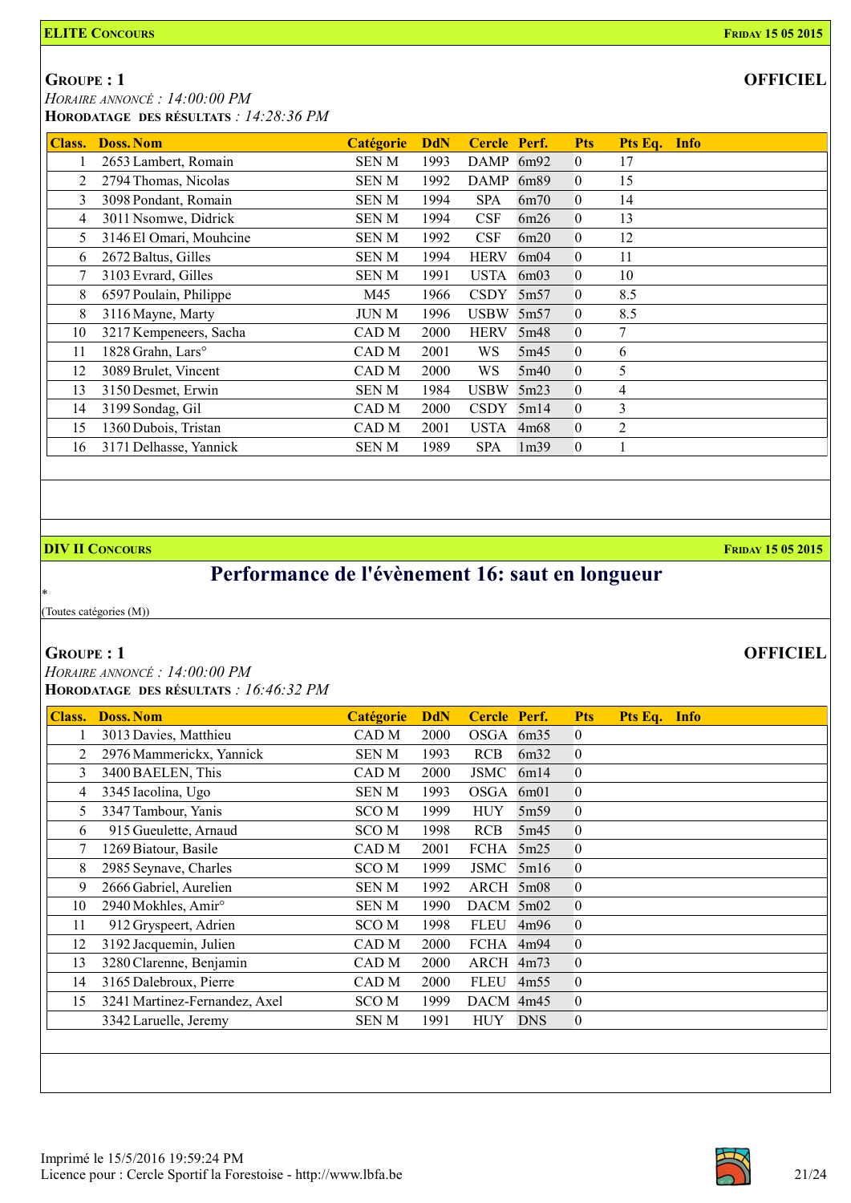**ELITE CONCOURS** — **FRIDAY 15 05 2015**

## GROUPE : 1

**OFFICIEL**

*HORAIRE ANNONCÉ : 14:00:00 PM*
**HORODATAGE DES RÉSULTATS** *: 14:28:36 PM*

| Class. | Doss. | Nom | Catégorie | DdN | Cercle | Perf. | Pts | Pts Eq. | Info |
|---|---|---|---|---|---|---|---|---|---|
| 1 | 2653 | Lambert, Romain | SEN M | 1993 | DAMP | 6m92 | 0 | 17 | |
| 2 | 2794 | Thomas, Nicolas | SEN M | 1992 | DAMP | 6m89 | 0 | 15 | |
| 3 | 3098 | Pondant, Romain | SEN M | 1994 | SPA | 6m70 | 0 | 14 | |
| 4 | 3011 | Nsomwe, Didrick | SEN M | 1994 | CSF | 6m26 | 0 | 13 | |
| 5 | 3146 | El Omari, Mouhcine | SEN M | 1992 | CSF | 6m20 | 0 | 12 | |
| 6 | 2672 | Baltus, Gilles | SEN M | 1994 | HERV | 6m04 | 0 | 11 | |
| 7 | 3103 | Evrard, Gilles | SEN M | 1991 | USTA | 6m03 | 0 | 10 | |
| 8 | 6597 | Poulain, Philippe | M45 | 1966 | CSDY | 5m57 | 0 | 8.5 | |
| 8 | 3116 | Mayne, Marty | JUN M | 1996 | USBW | 5m57 | 0 | 8.5 | |
| 10 | 3217 | Kempeneers, Sacha | CAD M | 2000 | HERV | 5m48 | 0 | 7 | |
| 11 | 1828 | Grahn, Lars° | CAD M | 2001 | WS | 5m45 | 0 | 6 | |
| 12 | 3089 | Brulet, Vincent | CAD M | 2000 | WS | 5m40 | 0 | 5 | |
| 13 | 3150 | Desmet, Erwin | SEN M | 1984 | USBW | 5m23 | 0 | 4 | |
| 14 | 3199 | Sondag, Gil | CAD M | 2000 | CSDY | 5m14 | 0 | 3 | |
| 15 | 1360 | Dubois, Tristan | CAD M | 2001 | USTA | 4m68 | 0 | 2 | |
| 16 | 3171 | Delhasse, Yannick | SEN M | 1989 | SPA | 1m39 | 0 | 1 | |

**DIV II CONCOURS** — **FRIDAY 15 05 2015**

# Performance de l'évènement 16: saut en longueur

*
(Toutes catégories (M))

## GROUPE : 1

**OFFICIEL**

*HORAIRE ANNONCÉ : 14:00:00 PM*
**HORODATAGE DES RÉSULTATS** *: 16:46:32 PM*

| Class. | Doss. | Nom | Catégorie | DdN | Cercle | Perf. | Pts | Pts Eq. | Info |
|---|---|---|---|---|---|---|---|---|---|
| 1 | 3013 | Davies, Matthieu | CAD M | 2000 | OSGA | 6m35 | 0 | | |
| 2 | 2976 | Mammerickx, Yannick | SEN M | 1993 | RCB | 6m32 | 0 | | |
| 3 | 3400 | BAELEN, This | CAD M | 2000 | JSMC | 6m14 | 0 | | |
| 4 | 3345 | Iacolina, Ugo | SEN M | 1993 | OSGA | 6m01 | 0 | | |
| 5 | 3347 | Tambour, Yanis | SCO M | 1999 | HUY | 5m59 | 0 | | |
| 6 | 915 | Gueulette, Arnaud | SCO M | 1998 | RCB | 5m45 | 0 | | |
| 7 | 1269 | Biatour, Basile | CAD M | 2001 | FCHA | 5m25 | 0 | | |
| 8 | 2985 | Seynave, Charles | SCO M | 1999 | JSMC | 5m16 | 0 | | |
| 9 | 2666 | Gabriel, Aurelien | SEN M | 1992 | ARCH | 5m08 | 0 | | |
| 10 | 2940 | Mokhles, Amir° | SEN M | 1990 | DACM | 5m02 | 0 | | |
| 11 | 912 | Gryspeert, Adrien | SCO M | 1998 | FLEU | 4m96 | 0 | | |
| 12 | 3192 | Jacquemin, Julien | CAD M | 2000 | FCHA | 4m94 | 0 | | |
| 13 | 3280 | Clarenne, Benjamin | CAD M | 2000 | ARCH | 4m73 | 0 | | |
| 14 | 3165 | Dalebroux, Pierre | CAD M | 2000 | FLEU | 4m55 | 0 | | |
| 15 | 3241 | Martinez-Fernandez, Axel | SCO M | 1999 | DACM | 4m45 | 0 | | |
| | 3342 | Laruelle, Jeremy | SEN M | 1991 | HUY | DNS | 0 | | |

Imprimé le 15/5/2016 19:59:24 PM
Licence pour : Cercle Sportif la Forestoise - http://www.lbfa.be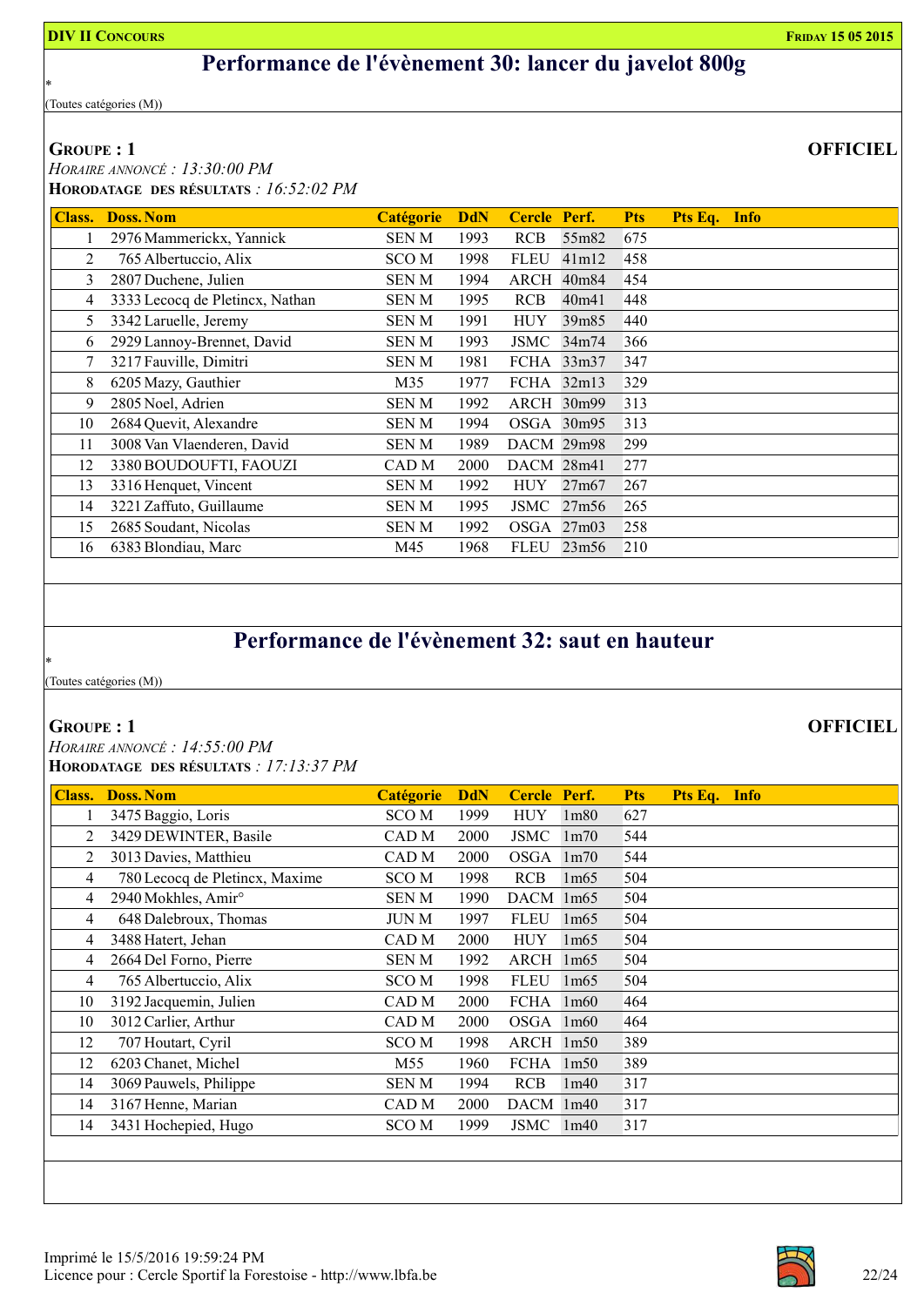**DIV II CONCOURS** — **FRIDAY 15 05 2015**

# Performance de l'évènement 30: lancer du javelot 800g

*
(Toutes catégories (M))

**GROUPE : 1** — **OFFICIEL**

*HORAIRE ANNONCÉ : 13:30:00 PM*

**HORODATAGE DES RÉSULTATS** *: 16:52:02 PM*

| Class. | Doss. | Nom | Catégorie | DdN | Cercle | Perf. | Pts | Pts Eq. | Info |
|---|---|---|---|---|---|---|---|---|---|
| 1 | 2976 | Mammerickx, Yannick | SEN M | 1993 | RCB | 55m82 | 675 | | |
| 2 | 765 | Albertuccio, Alix | SCO M | 1998 | FLEU | 41m12 | 458 | | |
| 3 | 2807 | Duchene, Julien | SEN M | 1994 | ARCH | 40m84 | 454 | | |
| 4 | 3333 | Lecocq de Pletincx, Nathan | SEN M | 1995 | RCB | 40m41 | 448 | | |
| 5 | 3342 | Laruelle, Jeremy | SEN M | 1991 | HUY | 39m85 | 440 | | |
| 6 | 2929 | Lannoy-Brennet, David | SEN M | 1993 | JSMC | 34m74 | 366 | | |
| 7 | 3217 | Fauville, Dimitri | SEN M | 1981 | FCHA | 33m37 | 347 | | |
| 8 | 6205 | Mazy, Gauthier | M35 | 1977 | FCHA | 32m13 | 329 | | |
| 9 | 2805 | Noel, Adrien | SEN M | 1992 | ARCH | 30m99 | 313 | | |
| 10 | 2684 | Quevit, Alexandre | SEN M | 1994 | OSGA | 30m95 | 313 | | |
| 11 | 3008 | Van Vlaenderen, David | SEN M | 1989 | DACM | 29m98 | 299 | | |
| 12 | 3380 | BOUDOUFTI, FAOUZI | CAD M | 2000 | DACM | 28m41 | 277 | | |
| 13 | 3316 | Henquet, Vincent | SEN M | 1992 | HUY | 27m67 | 267 | | |
| 14 | 3221 | Zaffuto, Guillaume | SEN M | 1995 | JSMC | 27m56 | 265 | | |
| 15 | 2685 | Soudant, Nicolas | SEN M | 1992 | OSGA | 27m03 | 258 | | |
| 16 | 6383 | Blondiau, Marc | M45 | 1968 | FLEU | 23m56 | 210 | | |

# Performance de l'évènement 32: saut en hauteur

*
(Toutes catégories (M))

**GROUPE : 1** — **OFFICIEL**

*HORAIRE ANNONCÉ : 14:55:00 PM*

**HORODATAGE DES RÉSULTATS** *: 17:13:37 PM*

| Class. | Doss. | Nom | Catégorie | DdN | Cercle | Perf. | Pts | Pts Eq. | Info |
|---|---|---|---|---|---|---|---|---|---|
| 1 | 3475 | Baggio, Loris | SCO M | 1999 | HUY | 1m80 | 627 | | |
| 2 | 3429 | DEWINTER, Basile | CAD M | 2000 | JSMC | 1m70 | 544 | | |
| 2 | 3013 | Davies, Matthieu | CAD M | 2000 | OSGA | 1m70 | 544 | | |
| 4 | 780 | Lecocq de Pletincx, Maxime | SCO M | 1998 | RCB | 1m65 | 504 | | |
| 4 | 2940 | Mokhles, Amir° | SEN M | 1990 | DACM | 1m65 | 504 | | |
| 4 | 648 | Dalebroux, Thomas | JUN M | 1997 | FLEU | 1m65 | 504 | | |
| 4 | 3488 | Hatert, Jehan | CAD M | 2000 | HUY | 1m65 | 504 | | |
| 4 | 2664 | Del Forno, Pierre | SEN M | 1992 | ARCH | 1m65 | 504 | | |
| 4 | 765 | Albertuccio, Alix | SCO M | 1998 | FLEU | 1m65 | 504 | | |
| 10 | 3192 | Jacquemin, Julien | CAD M | 2000 | FCHA | 1m60 | 464 | | |
| 10 | 3012 | Carlier, Arthur | CAD M | 2000 | OSGA | 1m60 | 464 | | |
| 12 | 707 | Houtart, Cyril | SCO M | 1998 | ARCH | 1m50 | 389 | | |
| 12 | 6203 | Chanet, Michel | M55 | 1960 | FCHA | 1m50 | 389 | | |
| 14 | 3069 | Pauwels, Philippe | SEN M | 1994 | RCB | 1m40 | 317 | | |
| 14 | 3167 | Henne, Marian | CAD M | 2000 | DACM | 1m40 | 317 | | |
| 14 | 3431 | Hochepied, Hugo | SCO M | 1999 | JSMC | 1m40 | 317 | | |

Imprimé le 15/5/2016 19:59:24 PM
Licence pour : Cercle Sportif la Forestoise - http://www.lbfa.be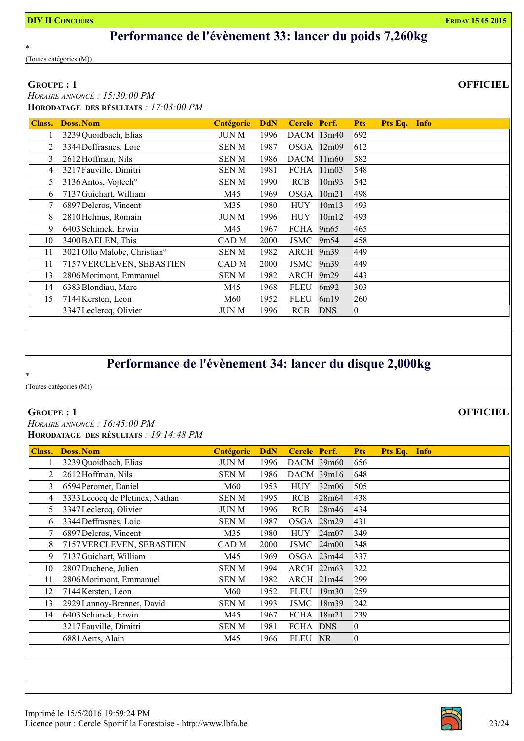# Performance de l'évènement 33: lancer du poids 7,260kg

*

(Toutes catégories (M))

**GROUPE : 1** **OFFICIEL**

*HORAIRE ANNONCÉ : 15:30:00 PM*

**HORODATAGE DES RÉSULTATS** : *17:03:00 PM*

| Class. | Doss. | Nom | Catégorie | DdN | Cercle | Perf. | Pts | Pts Eq. | Info |
|---|---|---|---|---|---|---|---|---|---|
| 1 | 3239 | Quoidbach, Elias | JUN M | 1996 | DACM | 13m40 | 692 | | |
| 2 | 3344 | Deffrasnes, Loic | SEN M | 1987 | OSGA | 12m09 | 612 | | |
| 3 | 2612 | Hoffman, Nils | SEN M | 1986 | DACM | 11m60 | 582 | | |
| 4 | 3217 | Fauville, Dimitri | SEN M | 1981 | FCHA | 11m03 | 548 | | |
| 5 | 3136 | Antos, Vojtech° | SEN M | 1990 | RCB | 10m93 | 542 | | |
| 6 | 7137 | Guichart, William | M45 | 1969 | OSGA | 10m21 | 498 | | |
| 7 | 6897 | Delcros, Vincent | M35 | 1980 | HUY | 10m13 | 493 | | |
| 8 | 2810 | Helmus, Romain | JUN M | 1996 | HUY | 10m12 | 493 | | |
| 9 | 6403 | Schimek, Erwin | M45 | 1967 | FCHA | 9m65 | 465 | | |
| 10 | 3400 | BAELEN, This | CAD M | 2000 | JSMC | 9m54 | 458 | | |
| 11 | 3021 | Ollo Malobe, Christian° | SEN M | 1982 | ARCH | 9m39 | 449 | | |
| 11 | 7157 | VERCLEVEN, SEBASTIEN | CAD M | 2000 | JSMC | 9m39 | 449 | | |
| 13 | 2806 | Morimont, Emmanuel | SEN M | 1982 | ARCH | 9m29 | 443 | | |
| 14 | 6383 | Blondiau, Marc | M45 | 1968 | FLEU | 6m92 | 303 | | |
| 15 | 7144 | Kersten, Léon | M60 | 1952 | FLEU | 6m19 | 260 | | |
| | 3347 | Leclercq, Olivier | JUN M | 1996 | RCB | DNS | 0 | | |

# Performance de l'évènement 34: lancer du disque 2,000kg

*

(Toutes catégories (M))

**GROUPE : 1** **OFFICIEL**

*HORAIRE ANNONCÉ : 16:45:00 PM*

**HORODATAGE DES RÉSULTATS** : *19:14:48 PM*

| Class. | Doss. | Nom | Catégorie | DdN | Cercle | Perf. | Pts | Pts Eq. | Info |
|---|---|---|---|---|---|---|---|---|---|
| 1 | 3239 | Quoidbach, Elias | JUN M | 1996 | DACM | 39m60 | 656 | | |
| 2 | 2612 | Hoffman, Nils | SEN M | 1986 | DACM | 39m16 | 648 | | |
| 3 | 6594 | Peromet, Daniel | M60 | 1953 | HUY | 32m06 | 505 | | |
| 4 | 3333 | Lecocq de Pletincx, Nathan | SEN M | 1995 | RCB | 28m64 | 438 | | |
| 5 | 3347 | Leclercq, Olivier | JUN M | 1996 | RCB | 28m46 | 434 | | |
| 6 | 3344 | Deffrasnes, Loic | SEN M | 1987 | OSGA | 28m29 | 431 | | |
| 7 | 6897 | Delcros, Vincent | M35 | 1980 | HUY | 24m07 | 349 | | |
| 8 | 7157 | VERCLEVEN, SEBASTIEN | CAD M | 2000 | JSMC | 24m00 | 348 | | |
| 9 | 7137 | Guichart, William | M45 | 1969 | OSGA | 23m44 | 337 | | |
| 10 | 2807 | Duchene, Julien | SEN M | 1994 | ARCH | 22m63 | 322 | | |
| 11 | 2806 | Morimont, Emmanuel | SEN M | 1982 | ARCH | 21m44 | 299 | | |
| 12 | 7144 | Kersten, Léon | M60 | 1952 | FLEU | 19m30 | 259 | | |
| 13 | 2929 | Lannoy-Brennet, David | SEN M | 1993 | JSMC | 18m39 | 242 | | |
| 14 | 6403 | Schimek, Erwin | M45 | 1967 | FCHA | 18m21 | 239 | | |
| | 3217 | Fauville, Dimitri | SEN M | 1981 | FCHA | DNS | 0 | | |
| | 6881 | Aerts, Alain | M45 | 1966 | FLEU | NR | 0 | | |